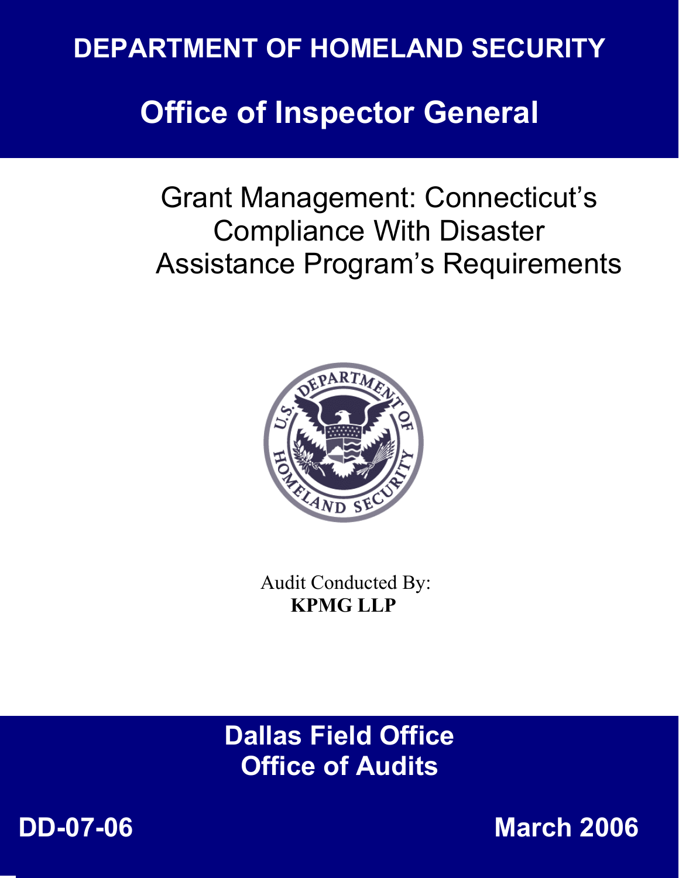# DEPARTMENT OF HOMELAND SECURITY

# Office of Inspector General

## Grant Management: Connecticut's Compliance With Disaster Assistance Program's Requirements

Audit Conducted By:
**KPMG LLP**

**Dallas Field Office**
**Office of Audits**

**DD-07-06**

**March 2006**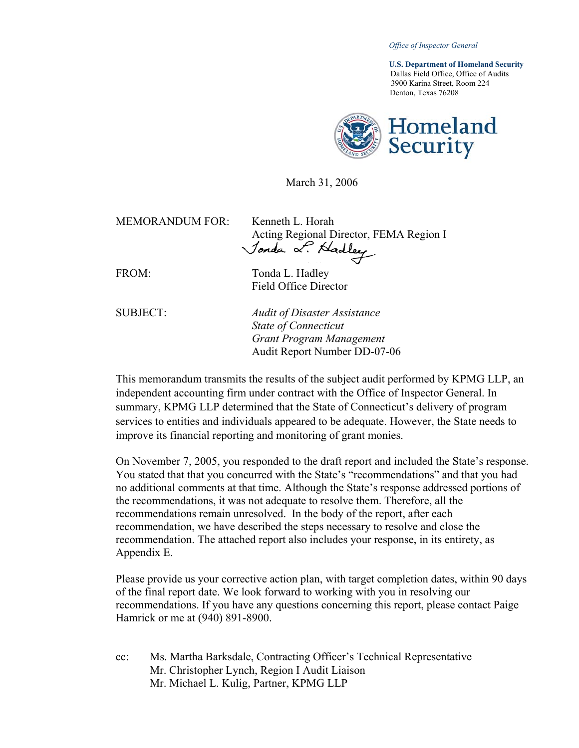*Office of Inspector General*

**U.S. Department of Homeland Security**
Dallas Field Office, Office of Audits
3900 Karina Street, Room 224
Denton, Texas 76208

March 31, 2006

MEMORANDUM FOR: Kenneth L. Horah
Acting Regional Director, FEMA Region I

FROM: Tonda L. Hadley
Field Office Director

SUBJECT: *Audit of Disaster Assistance*
*State of Connecticut*
*Grant Program Management*
Audit Report Number DD-07-06

This memorandum transmits the results of the subject audit performed by KPMG LLP, an independent accounting firm under contract with the Office of Inspector General. In summary, KPMG LLP determined that the State of Connecticut's delivery of program services to entities and individuals appeared to be adequate. However, the State needs to improve its financial reporting and monitoring of grant monies.

On November 7, 2005, you responded to the draft report and included the State's response. You stated that that you concurred with the State's "recommendations" and that you had no additional comments at that time. Although the State's response addressed portions of the recommendations, it was not adequate to resolve them. Therefore, all the recommendations remain unresolved. In the body of the report, after each recommendation, we have described the steps necessary to resolve and close the recommendation. The attached report also includes your response, in its entirety, as Appendix E.

Please provide us your corrective action plan, with target completion dates, within 90 days of the final report date. We look forward to working with you in resolving our recommendations. If you have any questions concerning this report, please contact Paige Hamrick or me at (940) 891-8900.

cc: Ms. Martha Barksdale, Contracting Officer's Technical Representative
Mr. Christopher Lynch, Region I Audit Liaison
Mr. Michael L. Kulig, Partner, KPMG LLP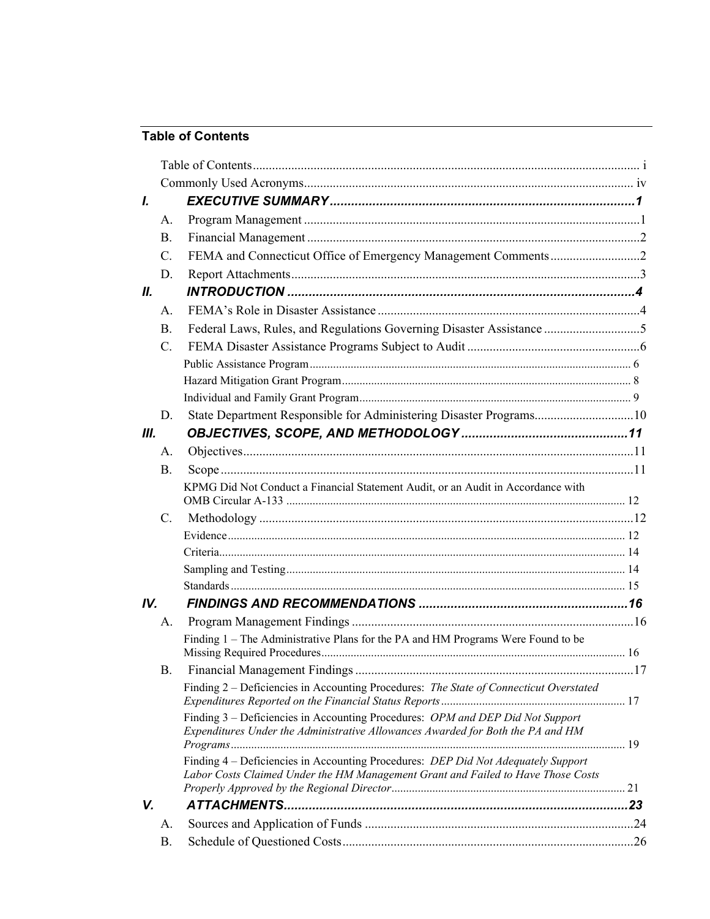## Table of Contents

Table of Contents ..... i

Commonly Used Acronyms ..... iv

**I. EXECUTIVE SUMMARY ..... 1**

- A. Program Management ..... 1
- B. Financial Management ..... 2
- C. FEMA and Connecticut Office of Emergency Management Comments ..... 2
- D. Report Attachments ..... 3

**II. INTRODUCTION ..... 4**

- A. FEMA's Role in Disaster Assistance ..... 4
- B. Federal Laws, Rules, and Regulations Governing Disaster Assistance ..... 5
- C. FEMA Disaster Assistance Programs Subject to Audit ..... 6
  - Public Assistance Program ..... 6
  - Hazard Mitigation Grant Program ..... 8
  - Individual and Family Grant Program ..... 9
- D. State Department Responsible for Administering Disaster Programs ..... 10

**III. OBJECTIVES, SCOPE, AND METHODOLOGY ..... 11**

- A. Objectives ..... 11
- B. Scope ..... 11
  - KPMG Did Not Conduct a Financial Statement Audit, or an Audit in Accordance with OMB Circular A-133 ..... 12
- C. Methodology ..... 12
  - Evidence ..... 12
  - Criteria ..... 14
  - Sampling and Testing ..... 14
  - Standards ..... 15

**IV. FINDINGS AND RECOMMENDATIONS ..... 16**

- A. Program Management Findings ..... 16
  - Finding 1 – The Administrative Plans for the PA and HM Programs Were Found to be Missing Required Procedures ..... 16
- B. Financial Management Findings ..... 17
  - Finding 2 – Deficiencies in Accounting Procedures: *The State of Connecticut Overstated Expenditures Reported on the Financial Status Reports* ..... 17
  - Finding 3 – Deficiencies in Accounting Procedures: *OPM and DEP Did Not Support Expenditures Under the Administrative Allowances Awarded for Both the PA and HM Programs* ..... 19
  - Finding 4 – Deficiencies in Accounting Procedures: *DEP Did Not Adequately Support Labor Costs Claimed Under the HM Management Grant and Failed to Have Those Costs Properly Approved by the Regional Director* ..... 21

**V. ATTACHMENTS ..... 23**

- A. Sources and Application of Funds ..... 24
- B. Schedule of Questioned Costs ..... 26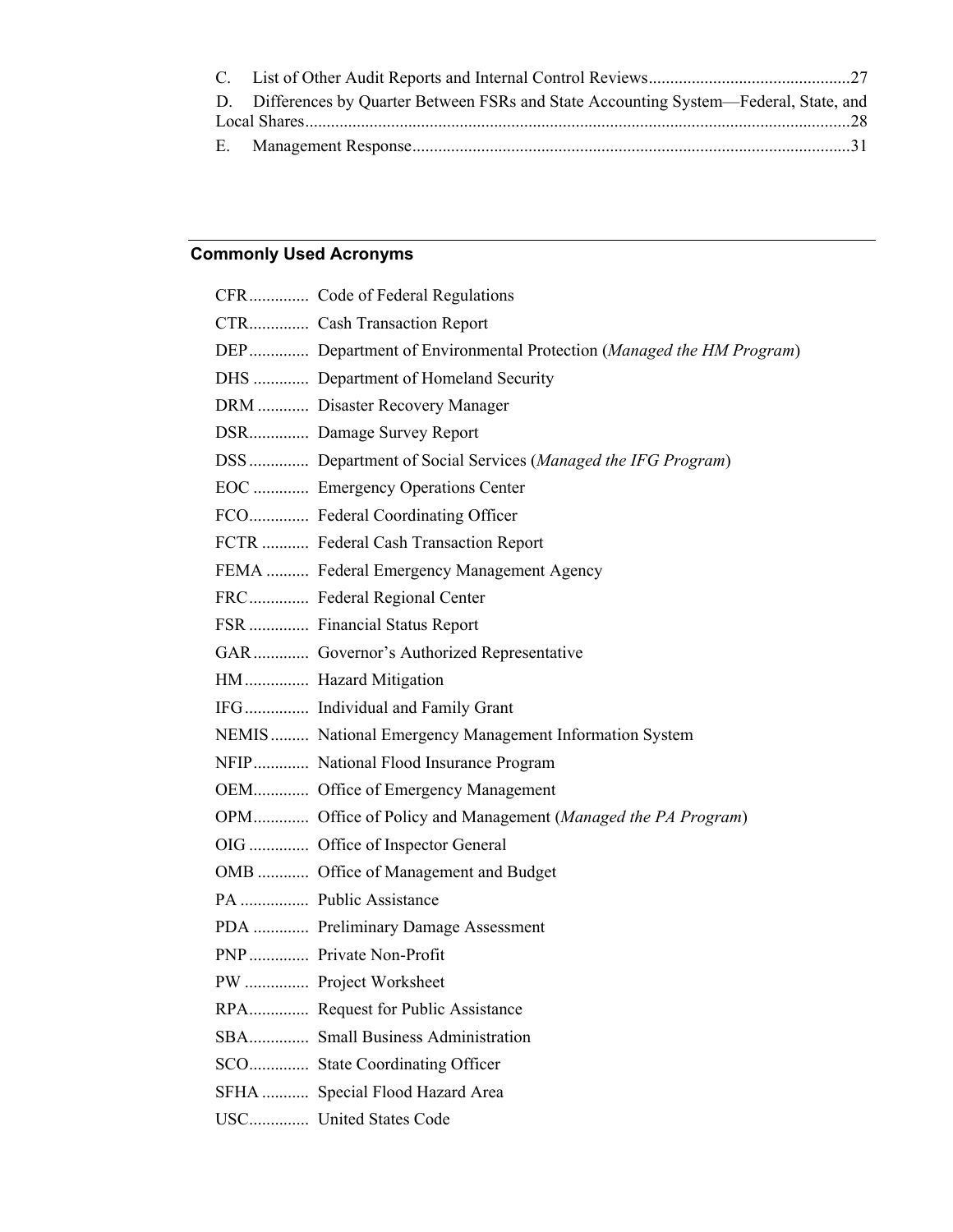C. List of Other Audit Reports and Internal Control Reviews ........................................ 27

D. Differences by Quarter Between FSRs and State Accounting System—Federal, State, and Local Shares ........................................ 28

E. Management Response ........................................ 31

## Commonly Used Acronyms

CFR ............. Code of Federal Regulations
CTR ............. Cash Transaction Report
DEP ............. Department of Environmental Protection (*Managed the HM Program*)
DHS ............. Department of Homeland Security
DRM ............ Disaster Recovery Manager
DSR ............. Damage Survey Report
DSS ............. Department of Social Services (*Managed the IFG Program*)
EOC ............. Emergency Operations Center
FCO ............. Federal Coordinating Officer
FCTR ........... Federal Cash Transaction Report
FEMA .......... Federal Emergency Management Agency
FRC ............. Federal Regional Center
FSR ............. Financial Status Report
GAR ............. Governor's Authorized Representative
HM ............... Hazard Mitigation
IFG ............... Individual and Family Grant
NEMIS ......... National Emergency Management Information System
NFIP ............. National Flood Insurance Program
OEM ............. Office of Emergency Management
OPM ............. Office of Policy and Management (*Managed the PA Program*)
OIG ............. Office of Inspector General
OMB ............ Office of Management and Budget
PA ................ Public Assistance
PDA ............. Preliminary Damage Assessment
PNP ............. Private Non-Profit
PW ............... Project Worksheet
RPA ............. Request for Public Assistance
SBA ............. Small Business Administration
SCO ............. State Coordinating Officer
SFHA ........... Special Flood Hazard Area
USC ............. United States Code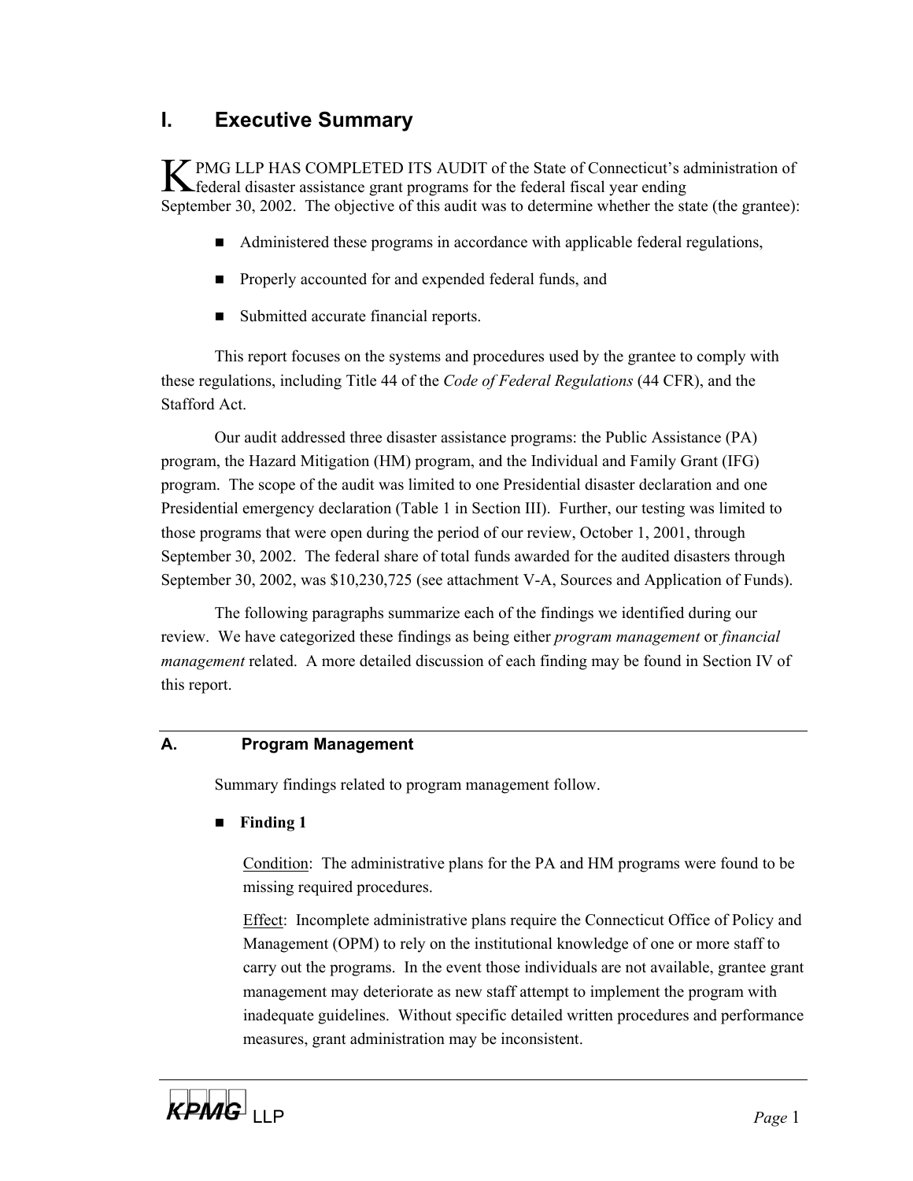# I. Executive Summary

KPMG LLP HAS COMPLETED ITS AUDIT of the State of Connecticut's administration of federal disaster assistance grant programs for the federal fiscal year ending September 30, 2002. The objective of this audit was to determine whether the state (the grantee):

- Administered these programs in accordance with applicable federal regulations,
- Properly accounted for and expended federal funds, and
- Submitted accurate financial reports.

This report focuses on the systems and procedures used by the grantee to comply with these regulations, including Title 44 of the *Code of Federal Regulations* (44 CFR), and the Stafford Act.

Our audit addressed three disaster assistance programs: the Public Assistance (PA) program, the Hazard Mitigation (HM) program, and the Individual and Family Grant (IFG) program. The scope of the audit was limited to one Presidential disaster declaration and one Presidential emergency declaration (Table 1 in Section III). Further, our testing was limited to those programs that were open during the period of our review, October 1, 2001, through September 30, 2002. The federal share of total funds awarded for the audited disasters through September 30, 2002, was $10,230,725 (see attachment V-A, Sources and Application of Funds).

The following paragraphs summarize each of the findings we identified during our review. We have categorized these findings as being either *program management* or *financial management* related. A more detailed discussion of each finding may be found in Section IV of this report.

## A. Program Management

Summary findings related to program management follow.

- **Finding 1**

  Condition: The administrative plans for the PA and HM programs were found to be missing required procedures.

  Effect: Incomplete administrative plans require the Connecticut Office of Policy and Management (OPM) to rely on the institutional knowledge of one or more staff to carry out the programs. In the event those individuals are not available, grantee grant management may deteriorate as new staff attempt to implement the program with inadequate guidelines. Without specific detailed written procedures and performance measures, grant administration may be inconsistent.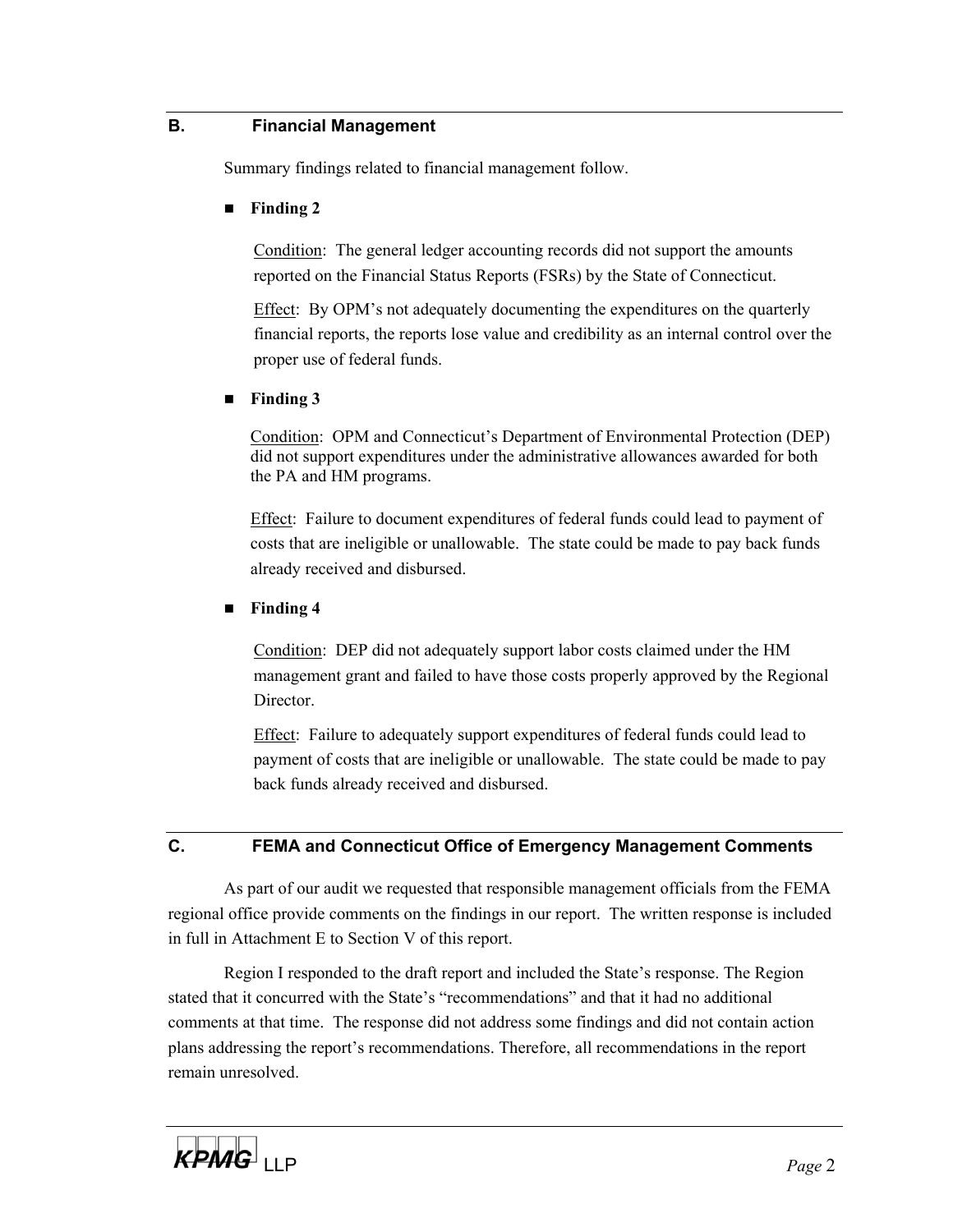## B. Financial Management

Summary findings related to financial management follow.

- **Finding 2**

  Condition: The general ledger accounting records did not support the amounts reported on the Financial Status Reports (FSRs) by the State of Connecticut.

  Effect: By OPM's not adequately documenting the expenditures on the quarterly financial reports, the reports lose value and credibility as an internal control over the proper use of federal funds.

- **Finding 3**

  Condition: OPM and Connecticut's Department of Environmental Protection (DEP) did not support expenditures under the administrative allowances awarded for both the PA and HM programs.

  Effect: Failure to document expenditures of federal funds could lead to payment of costs that are ineligible or unallowable. The state could be made to pay back funds already received and disbursed.

- **Finding 4**

  Condition: DEP did not adequately support labor costs claimed under the HM management grant and failed to have those costs properly approved by the Regional Director.

  Effect: Failure to adequately support expenditures of federal funds could lead to payment of costs that are ineligible or unallowable. The state could be made to pay back funds already received and disbursed.

## C. FEMA and Connecticut Office of Emergency Management Comments

As part of our audit we requested that responsible management officials from the FEMA regional office provide comments on the findings in our report. The written response is included in full in Attachment E to Section V of this report.

Region I responded to the draft report and included the State's response. The Region stated that it concurred with the State's "recommendations" and that it had no additional comments at that time. The response did not address some findings and did not contain action plans addressing the report's recommendations. Therefore, all recommendations in the report remain unresolved.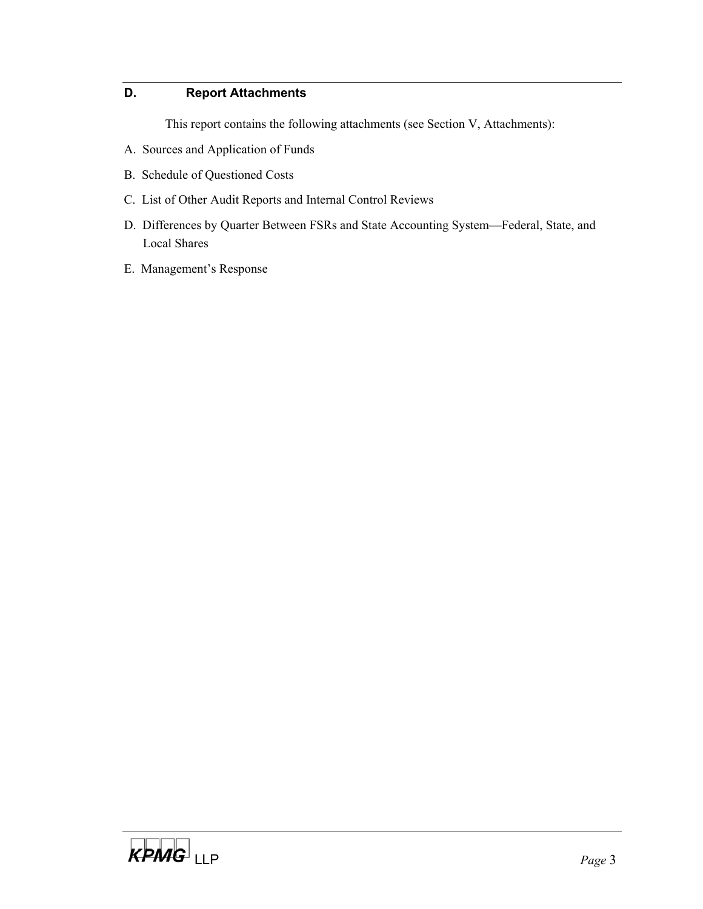## D. Report Attachments

This report contains the following attachments (see Section V, Attachments):

A. Sources and Application of Funds

B. Schedule of Questioned Costs

C. List of Other Audit Reports and Internal Control Reviews

D. Differences by Quarter Between FSRs and State Accounting System—Federal, State, and Local Shares

E. Management's Response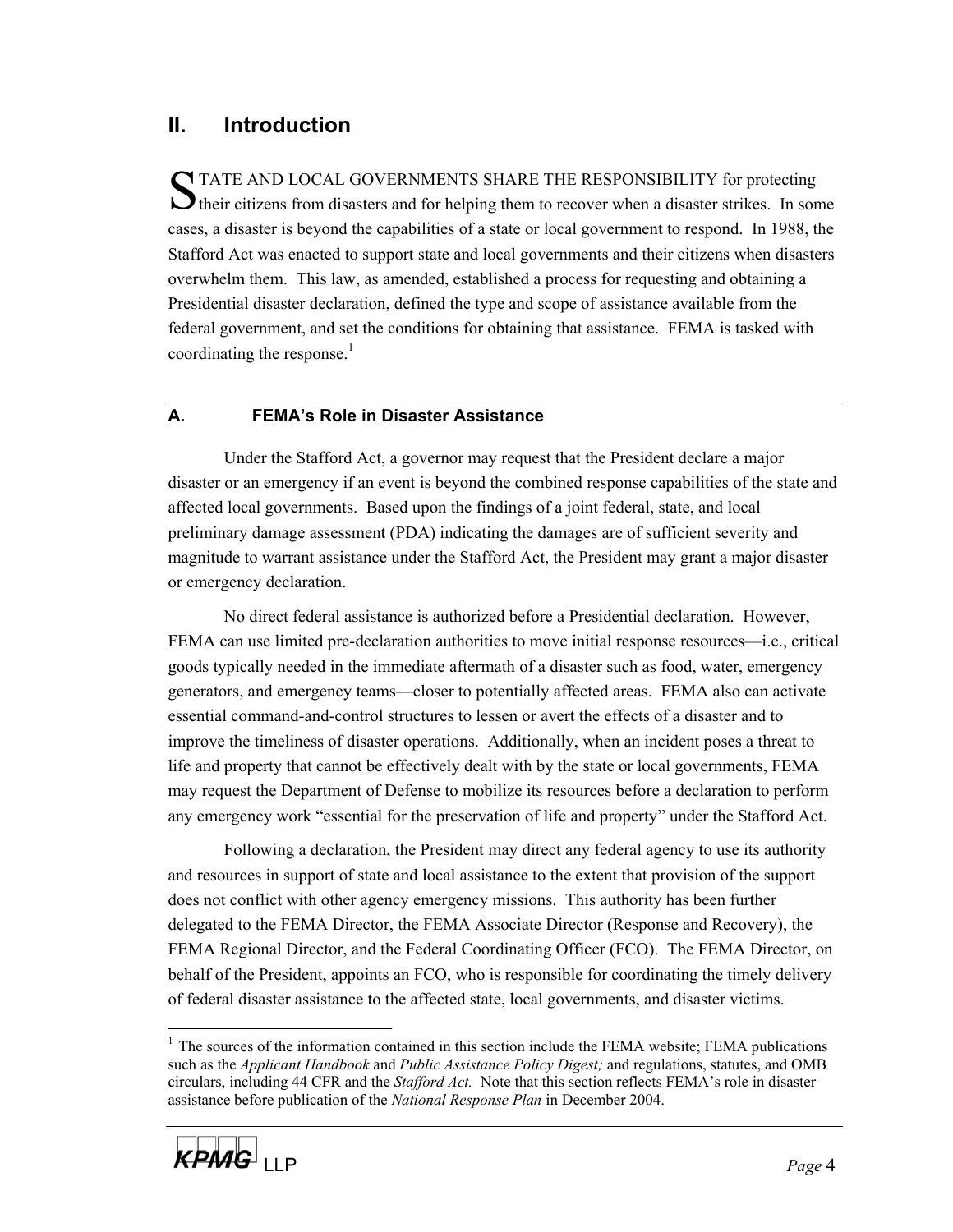## II. Introduction

STATE AND LOCAL GOVERNMENTS SHARE THE RESPONSIBILITY for protecting their citizens from disasters and for helping them to recover when a disaster strikes. In some cases, a disaster is beyond the capabilities of a state or local government to respond. In 1988, the Stafford Act was enacted to support state and local governments and their citizens when disasters overwhelm them. This law, as amended, established a process for requesting and obtaining a Presidential disaster declaration, defined the type and scope of assistance available from the federal government, and set the conditions for obtaining that assistance. FEMA is tasked with coordinating the response.[1]

### A. FEMA's Role in Disaster Assistance

Under the Stafford Act, a governor may request that the President declare a major disaster or an emergency if an event is beyond the combined response capabilities of the state and affected local governments. Based upon the findings of a joint federal, state, and local preliminary damage assessment (PDA) indicating the damages are of sufficient severity and magnitude to warrant assistance under the Stafford Act, the President may grant a major disaster or emergency declaration.

No direct federal assistance is authorized before a Presidential declaration. However, FEMA can use limited pre-declaration authorities to move initial response resources—i.e., critical goods typically needed in the immediate aftermath of a disaster such as food, water, emergency generators, and emergency teams—closer to potentially affected areas. FEMA also can activate essential command-and-control structures to lessen or avert the effects of a disaster and to improve the timeliness of disaster operations. Additionally, when an incident poses a threat to life and property that cannot be effectively dealt with by the state or local governments, FEMA may request the Department of Defense to mobilize its resources before a declaration to perform any emergency work "essential for the preservation of life and property" under the Stafford Act.

Following a declaration, the President may direct any federal agency to use its authority and resources in support of state and local assistance to the extent that provision of the support does not conflict with other agency emergency missions. This authority has been further delegated to the FEMA Director, the FEMA Associate Director (Response and Recovery), the FEMA Regional Director, and the Federal Coordinating Officer (FCO). The FEMA Director, on behalf of the President, appoints an FCO, who is responsible for coordinating the timely delivery of federal disaster assistance to the affected state, local governments, and disaster victims.

---

[1] The sources of the information contained in this section include the FEMA website; FEMA publications such as the *Applicant Handbook* and *Public Assistance Policy Digest;* and regulations, statutes, and OMB circulars, including 44 CFR and the *Stafford Act.* Note that this section reflects FEMA's role in disaster assistance before publication of the *National Response Plan* in December 2004.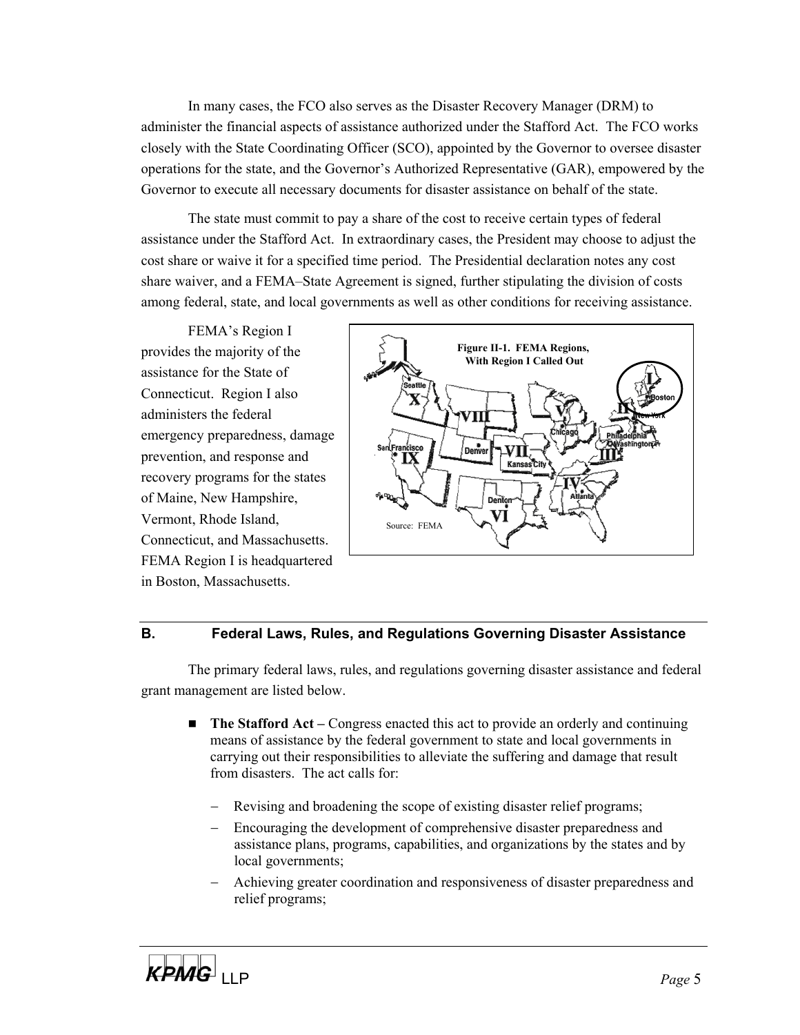In many cases, the FCO also serves as the Disaster Recovery Manager (DRM) to administer the financial aspects of assistance authorized under the Stafford Act. The FCO works closely with the State Coordinating Officer (SCO), appointed by the Governor to oversee disaster operations for the state, and the Governor's Authorized Representative (GAR), empowered by the Governor to execute all necessary documents for disaster assistance on behalf of the state.

The state must commit to pay a share of the cost to receive certain types of federal assistance under the Stafford Act. In extraordinary cases, the President may choose to adjust the cost share or waive it for a specified time period. The Presidential declaration notes any cost share waiver, and a FEMA–State Agreement is signed, further stipulating the division of costs among federal, state, and local governments as well as other conditions for receiving assistance.

FEMA's Region I provides the majority of the assistance for the State of Connecticut. Region I also administers the federal emergency preparedness, damage prevention, and response and recovery programs for the states of Maine, New Hampshire, Vermont, Rhode Island, Connecticut, and Massachusetts. FEMA Region I is headquartered in Boston, Massachusetts.

**Figure II-1. FEMA Regions, With Region I Called Out**

Source: FEMA

## B. Federal Laws, Rules, and Regulations Governing Disaster Assistance

The primary federal laws, rules, and regulations governing disaster assistance and federal grant management are listed below.

- **The Stafford Act –** Congress enacted this act to provide an orderly and continuing means of assistance by the federal government to state and local governments in carrying out their responsibilities to alleviate the suffering and damage that result from disasters. The act calls for:
  - Revising and broadening the scope of existing disaster relief programs;
  - Encouraging the development of comprehensive disaster preparedness and assistance plans, programs, capabilities, and organizations by the states and by local governments;
  - Achieving greater coordination and responsiveness of disaster preparedness and relief programs;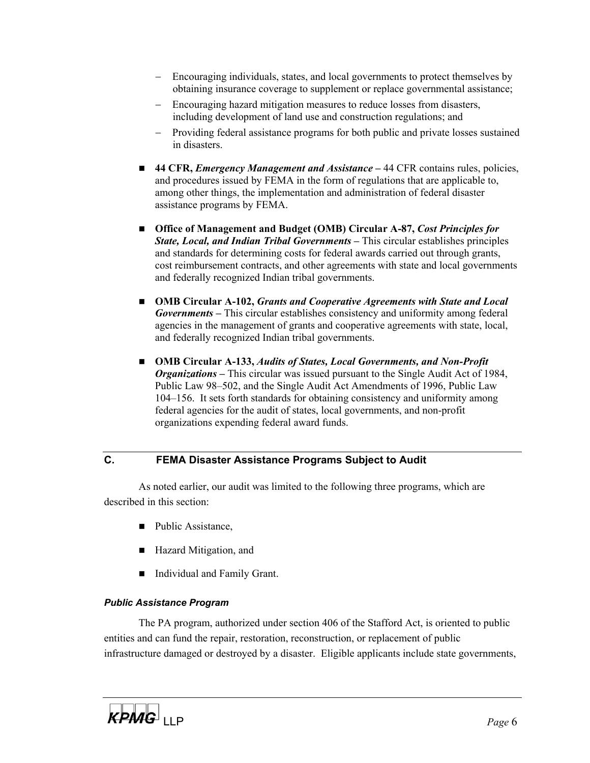- Encouraging individuals, states, and local governments to protect themselves by obtaining insurance coverage to supplement or replace governmental assistance;
- Encouraging hazard mitigation measures to reduce losses from disasters, including development of land use and construction regulations; and
- Providing federal assistance programs for both public and private losses sustained in disasters.

- **44 CFR, *Emergency Management and Assistance* –** 44 CFR contains rules, policies, and procedures issued by FEMA in the form of regulations that are applicable to, among other things, the implementation and administration of federal disaster assistance programs by FEMA.

- **Office of Management and Budget (OMB) Circular A-87, *Cost Principles for State, Local, and Indian Tribal Governments* –** This circular establishes principles and standards for determining costs for federal awards carried out through grants, cost reimbursement contracts, and other agreements with state and local governments and federally recognized Indian tribal governments.

- **OMB Circular A-102, *Grants and Cooperative Agreements with State and Local Governments* –** This circular establishes consistency and uniformity among federal agencies in the management of grants and cooperative agreements with state, local, and federally recognized Indian tribal governments.

- **OMB Circular A-133, *Audits of States, Local Governments, and Non-Profit Organizations* –** This circular was issued pursuant to the Single Audit Act of 1984, Public Law 98–502, and the Single Audit Act Amendments of 1996, Public Law 104–156. It sets forth standards for obtaining consistency and uniformity among federal agencies for the audit of states, local governments, and non-profit organizations expending federal award funds.

## C. FEMA Disaster Assistance Programs Subject to Audit

As noted earlier, our audit was limited to the following three programs, which are described in this section:

- Public Assistance,
- Hazard Mitigation, and
- Individual and Family Grant.

### *Public Assistance Program*

The PA program, authorized under section 406 of the Stafford Act, is oriented to public entities and can fund the repair, restoration, reconstruction, or replacement of public infrastructure damaged or destroyed by a disaster. Eligible applicants include state governments,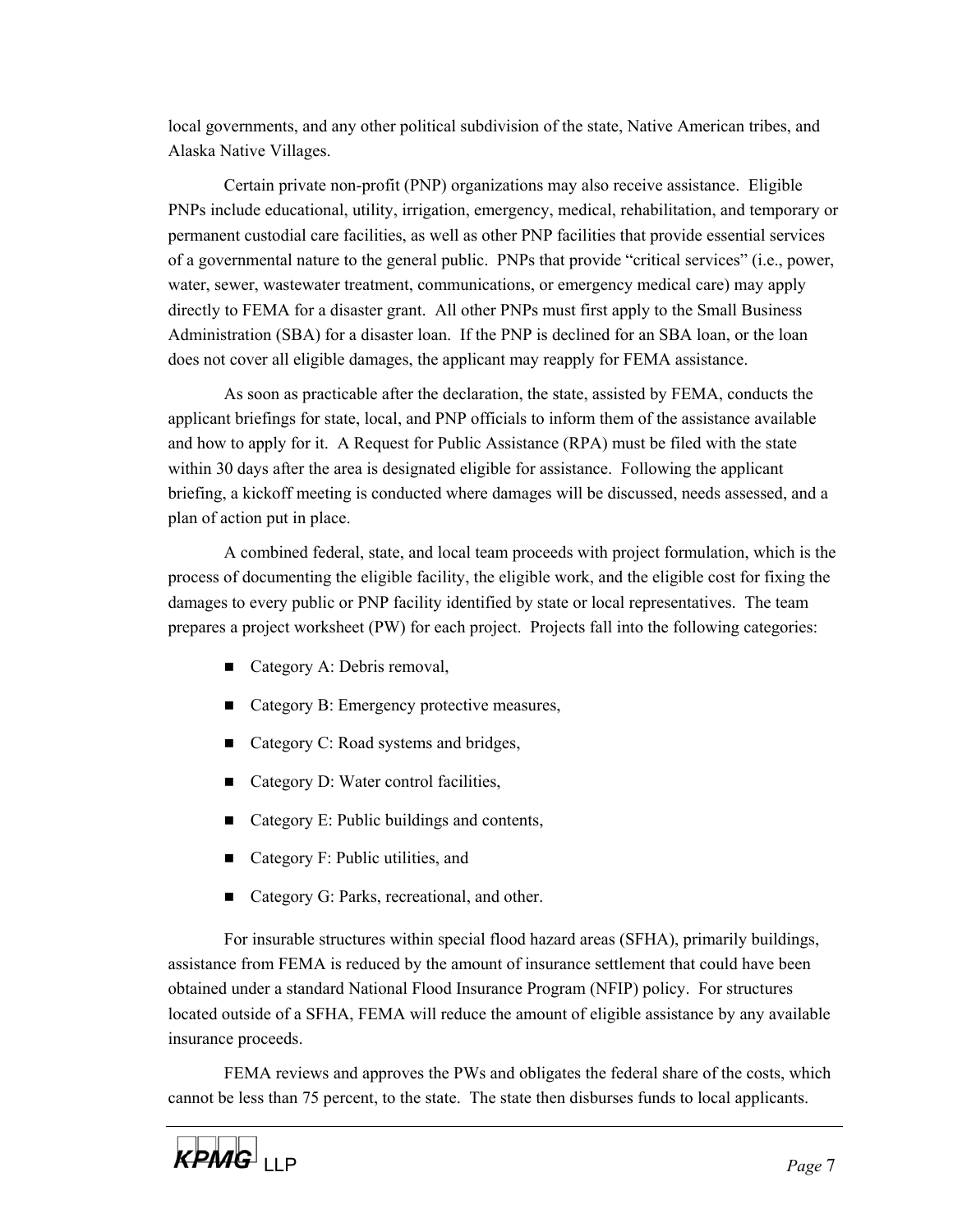local governments, and any other political subdivision of the state, Native American tribes, and Alaska Native Villages.

Certain private non-profit (PNP) organizations may also receive assistance. Eligible PNPs include educational, utility, irrigation, emergency, medical, rehabilitation, and temporary or permanent custodial care facilities, as well as other PNP facilities that provide essential services of a governmental nature to the general public. PNPs that provide "critical services" (i.e., power, water, sewer, wastewater treatment, communications, or emergency medical care) may apply directly to FEMA for a disaster grant. All other PNPs must first apply to the Small Business Administration (SBA) for a disaster loan. If the PNP is declined for an SBA loan, or the loan does not cover all eligible damages, the applicant may reapply for FEMA assistance.

As soon as practicable after the declaration, the state, assisted by FEMA, conducts the applicant briefings for state, local, and PNP officials to inform them of the assistance available and how to apply for it. A Request for Public Assistance (RPA) must be filed with the state within 30 days after the area is designated eligible for assistance. Following the applicant briefing, a kickoff meeting is conducted where damages will be discussed, needs assessed, and a plan of action put in place.

A combined federal, state, and local team proceeds with project formulation, which is the process of documenting the eligible facility, the eligible work, and the eligible cost for fixing the damages to every public or PNP facility identified by state or local representatives. The team prepares a project worksheet (PW) for each project. Projects fall into the following categories:

- Category A: Debris removal,
- Category B: Emergency protective measures,
- Category C: Road systems and bridges,
- Category D: Water control facilities,
- Category E: Public buildings and contents,
- Category F: Public utilities, and
- Category G: Parks, recreational, and other.

For insurable structures within special flood hazard areas (SFHA), primarily buildings, assistance from FEMA is reduced by the amount of insurance settlement that could have been obtained under a standard National Flood Insurance Program (NFIP) policy. For structures located outside of a SFHA, FEMA will reduce the amount of eligible assistance by any available insurance proceeds.

FEMA reviews and approves the PWs and obligates the federal share of the costs, which cannot be less than 75 percent, to the state. The state then disburses funds to local applicants.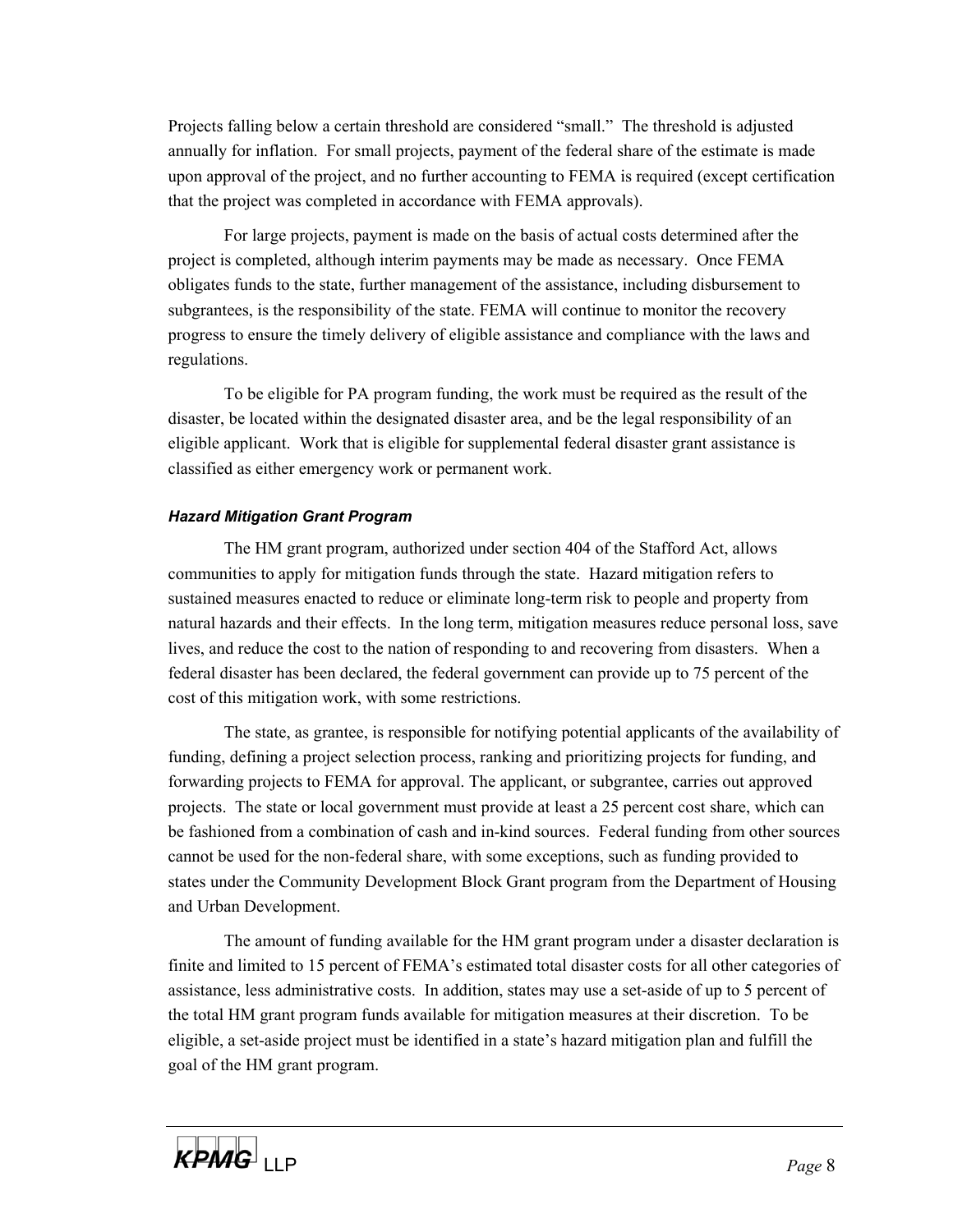Projects falling below a certain threshold are considered "small." The threshold is adjusted annually for inflation. For small projects, payment of the federal share of the estimate is made upon approval of the project, and no further accounting to FEMA is required (except certification that the project was completed in accordance with FEMA approvals).

For large projects, payment is made on the basis of actual costs determined after the project is completed, although interim payments may be made as necessary. Once FEMA obligates funds to the state, further management of the assistance, including disbursement to subgrantees, is the responsibility of the state. FEMA will continue to monitor the recovery progress to ensure the timely delivery of eligible assistance and compliance with the laws and regulations.

To be eligible for PA program funding, the work must be required as the result of the disaster, be located within the designated disaster area, and be the legal responsibility of an eligible applicant. Work that is eligible for supplemental federal disaster grant assistance is classified as either emergency work or permanent work.

#### *Hazard Mitigation Grant Program*

The HM grant program, authorized under section 404 of the Stafford Act, allows communities to apply for mitigation funds through the state. Hazard mitigation refers to sustained measures enacted to reduce or eliminate long-term risk to people and property from natural hazards and their effects. In the long term, mitigation measures reduce personal loss, save lives, and reduce the cost to the nation of responding to and recovering from disasters. When a federal disaster has been declared, the federal government can provide up to 75 percent of the cost of this mitigation work, with some restrictions.

The state, as grantee, is responsible for notifying potential applicants of the availability of funding, defining a project selection process, ranking and prioritizing projects for funding, and forwarding projects to FEMA for approval. The applicant, or subgrantee, carries out approved projects. The state or local government must provide at least a 25 percent cost share, which can be fashioned from a combination of cash and in-kind sources. Federal funding from other sources cannot be used for the non-federal share, with some exceptions, such as funding provided to states under the Community Development Block Grant program from the Department of Housing and Urban Development.

The amount of funding available for the HM grant program under a disaster declaration is finite and limited to 15 percent of FEMA's estimated total disaster costs for all other categories of assistance, less administrative costs. In addition, states may use a set-aside of up to 5 percent of the total HM grant program funds available for mitigation measures at their discretion. To be eligible, a set-aside project must be identified in a state's hazard mitigation plan and fulfill the goal of the HM grant program.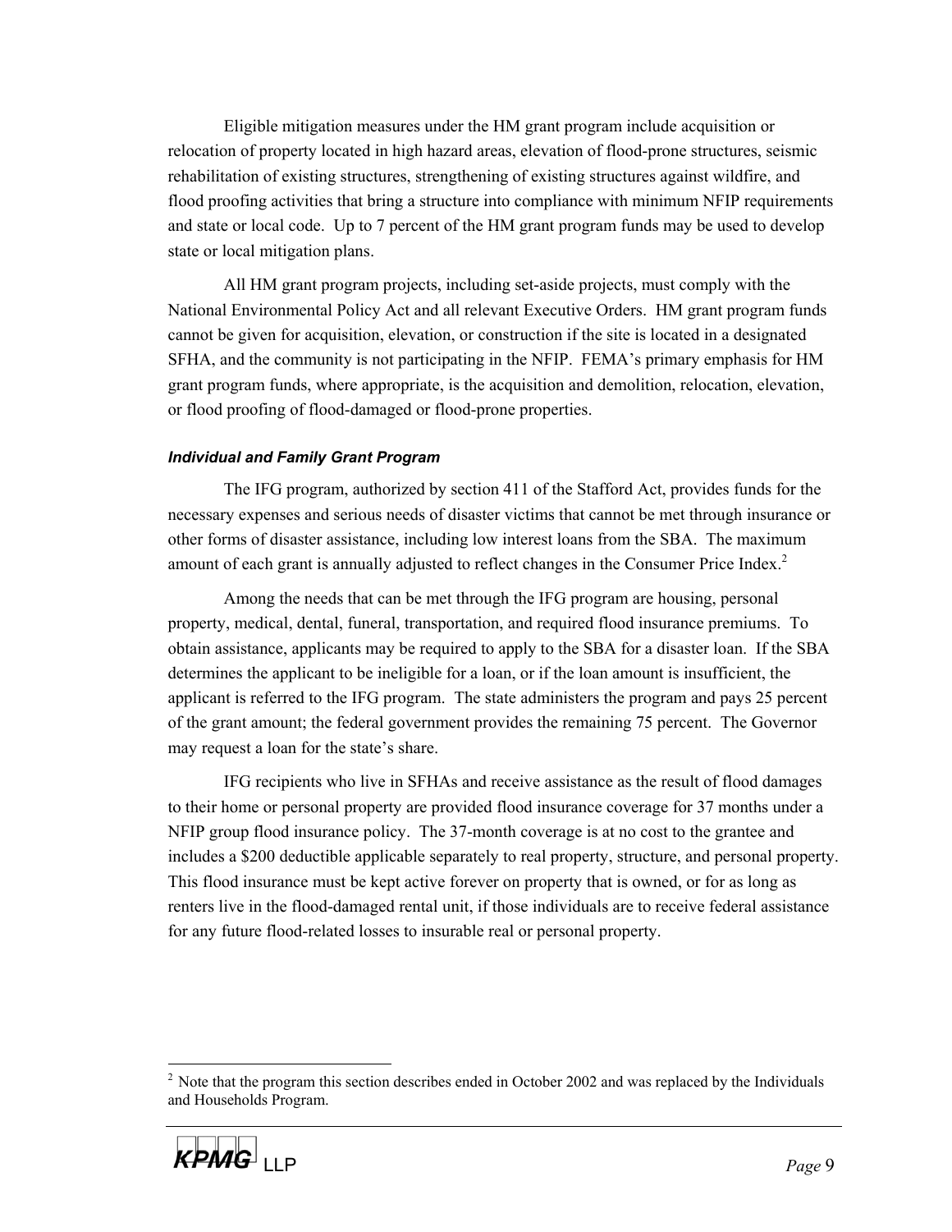Eligible mitigation measures under the HM grant program include acquisition or relocation of property located in high hazard areas, elevation of flood-prone structures, seismic rehabilitation of existing structures, strengthening of existing structures against wildfire, and flood proofing activities that bring a structure into compliance with minimum NFIP requirements and state or local code. Up to 7 percent of the HM grant program funds may be used to develop state or local mitigation plans.

All HM grant program projects, including set-aside projects, must comply with the National Environmental Policy Act and all relevant Executive Orders. HM grant program funds cannot be given for acquisition, elevation, or construction if the site is located in a designated SFHA, and the community is not participating in the NFIP. FEMA's primary emphasis for HM grant program funds, where appropriate, is the acquisition and demolition, relocation, elevation, or flood proofing of flood-damaged or flood-prone properties.

### *Individual and Family Grant Program*

The IFG program, authorized by section 411 of the Stafford Act, provides funds for the necessary expenses and serious needs of disaster victims that cannot be met through insurance or other forms of disaster assistance, including low interest loans from the SBA. The maximum amount of each grant is annually adjusted to reflect changes in the Consumer Price Index.[2]

Among the needs that can be met through the IFG program are housing, personal property, medical, dental, funeral, transportation, and required flood insurance premiums. To obtain assistance, applicants may be required to apply to the SBA for a disaster loan. If the SBA determines the applicant to be ineligible for a loan, or if the loan amount is insufficient, the applicant is referred to the IFG program. The state administers the program and pays 25 percent of the grant amount; the federal government provides the remaining 75 percent. The Governor may request a loan for the state's share.

IFG recipients who live in SFHAs and receive assistance as the result of flood damages to their home or personal property are provided flood insurance coverage for 37 months under a NFIP group flood insurance policy. The 37-month coverage is at no cost to the grantee and includes a $200 deductible applicable separately to real property, structure, and personal property. This flood insurance must be kept active forever on property that is owned, or for as long as renters live in the flood-damaged rental unit, if those individuals are to receive federal assistance for any future flood-related losses to insurable real or personal property.

[2] Note that the program this section describes ended in October 2002 and was replaced by the Individuals and Households Program.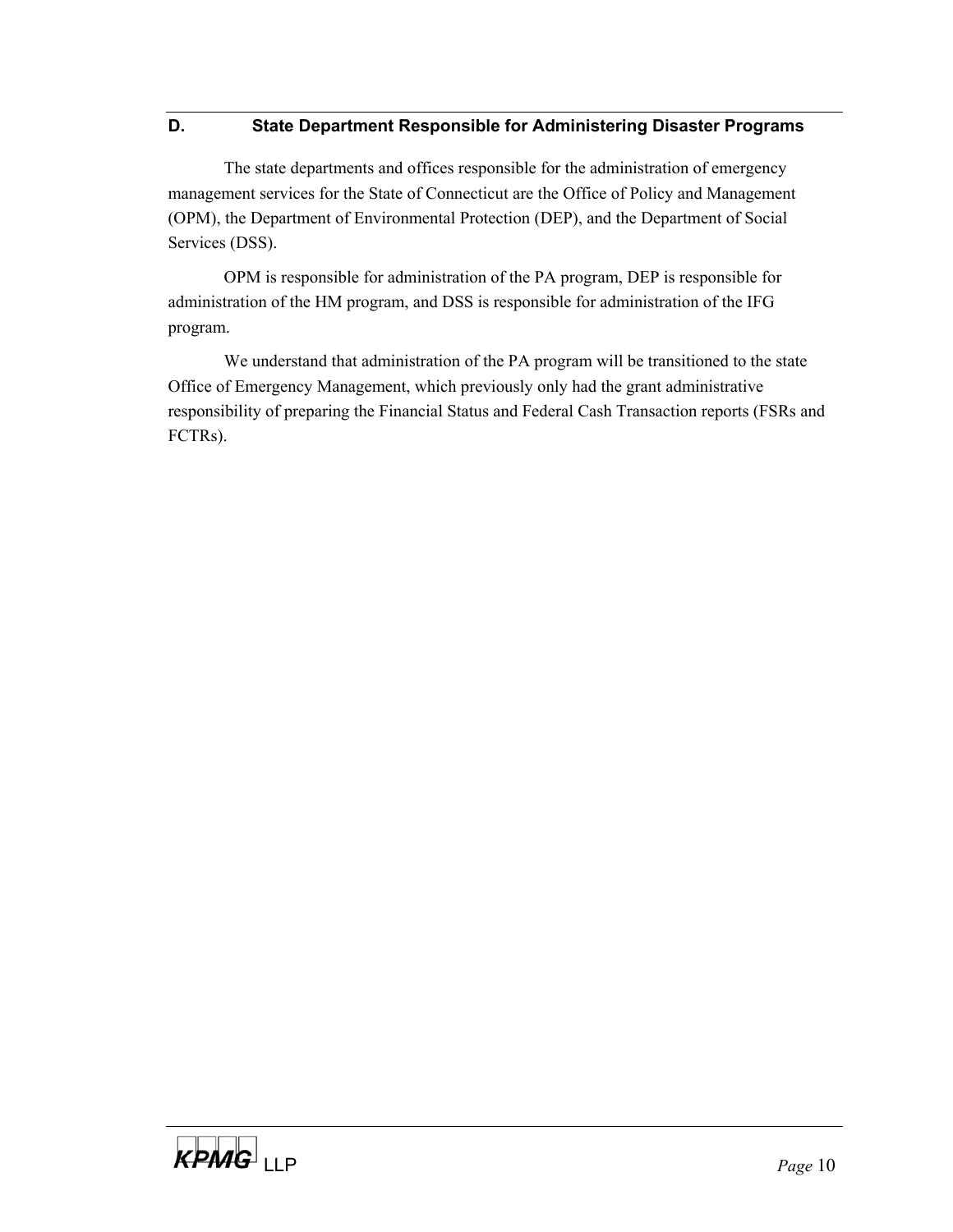## D. State Department Responsible for Administering Disaster Programs

The state departments and offices responsible for the administration of emergency management services for the State of Connecticut are the Office of Policy and Management (OPM), the Department of Environmental Protection (DEP), and the Department of Social Services (DSS).

OPM is responsible for administration of the PA program, DEP is responsible for administration of the HM program, and DSS is responsible for administration of the IFG program.

We understand that administration of the PA program will be transitioned to the state Office of Emergency Management, which previously only had the grant administrative responsibility of preparing the Financial Status and Federal Cash Transaction reports (FSRs and FCTRs).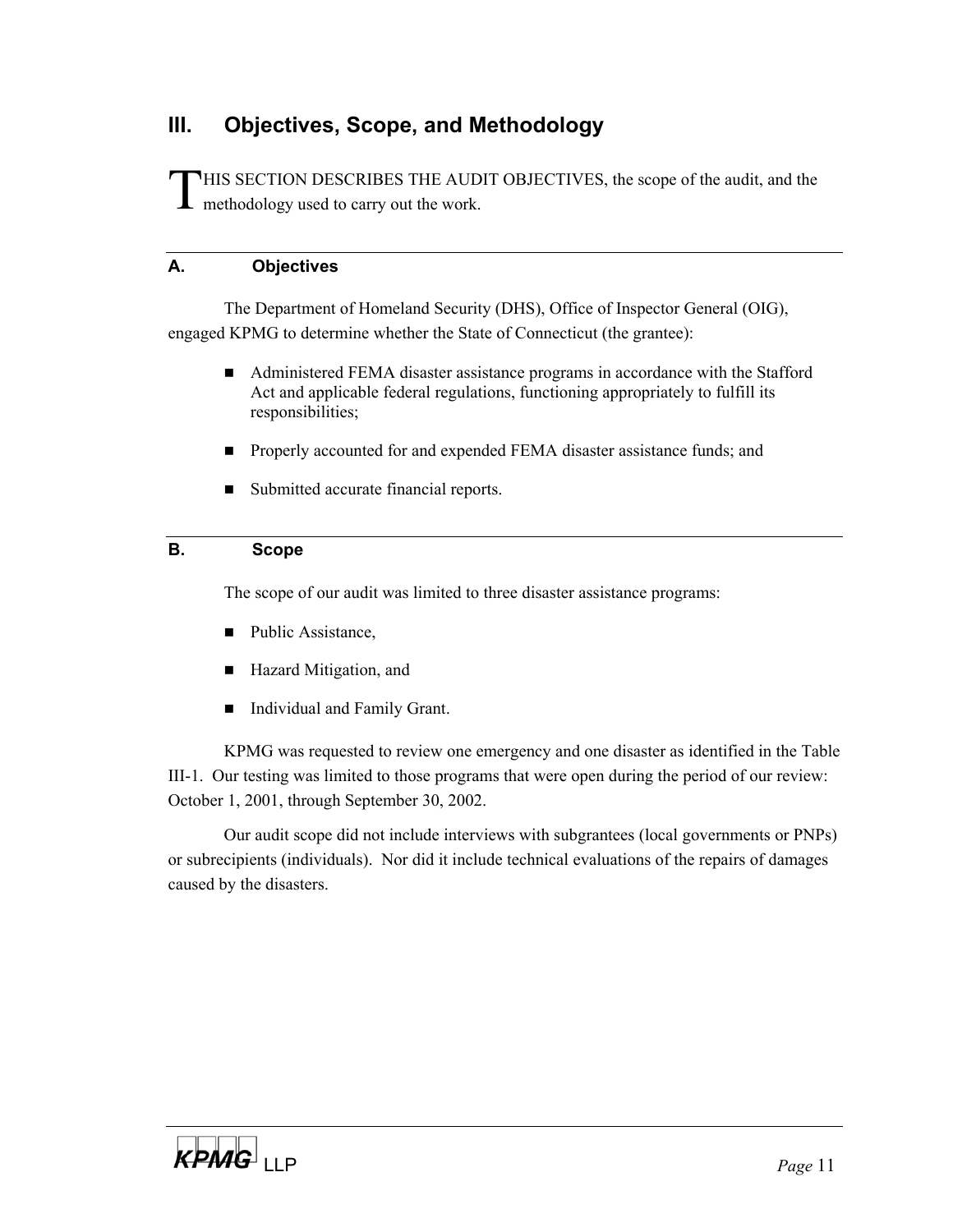# III. Objectives, Scope, and Methodology

THIS SECTION DESCRIBES THE AUDIT OBJECTIVES, the scope of the audit, and the methodology used to carry out the work.

## A. Objectives

The Department of Homeland Security (DHS), Office of Inspector General (OIG), engaged KPMG to determine whether the State of Connecticut (the grantee):

- Administered FEMA disaster assistance programs in accordance with the Stafford Act and applicable federal regulations, functioning appropriately to fulfill its responsibilities;
- Properly accounted for and expended FEMA disaster assistance funds; and
- Submitted accurate financial reports.

## B. Scope

The scope of our audit was limited to three disaster assistance programs:

- Public Assistance,
- Hazard Mitigation, and
- Individual and Family Grant.

KPMG was requested to review one emergency and one disaster as identified in the Table III-1. Our testing was limited to those programs that were open during the period of our review: October 1, 2001, through September 30, 2002.

Our audit scope did not include interviews with subgrantees (local governments or PNPs) or subrecipients (individuals). Nor did it include technical evaluations of the repairs of damages caused by the disasters.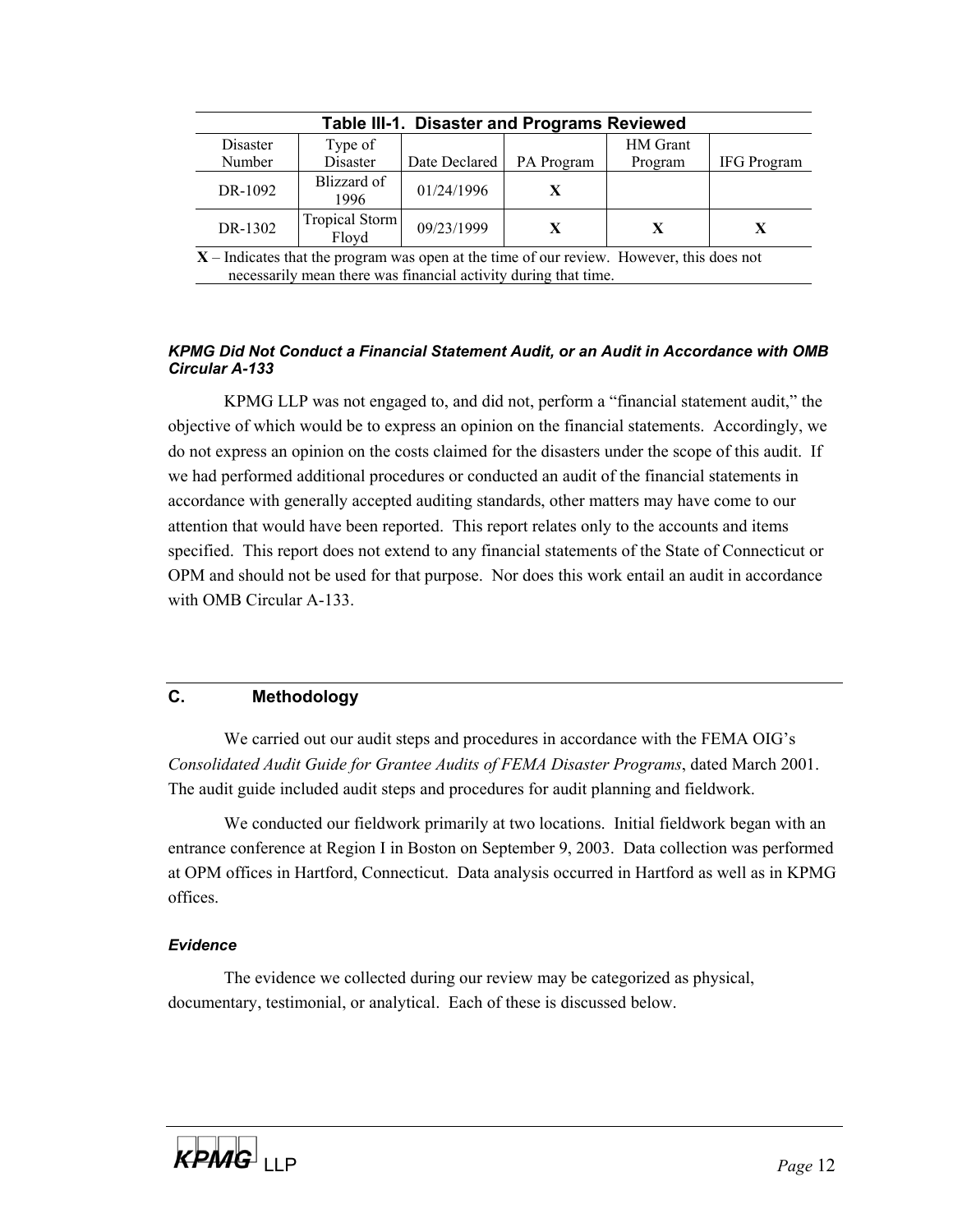**Table III-1. Disaster and Programs Reviewed**

| Disaster Number | Type of Disaster | Date Declared | PA Program | HM Grant Program | IFG Program |
|---|---|---|---|---|---|
| DR-1092 | Blizzard of 1996 | 01/24/1996 | **X** | | |
| DR-1302 | Tropical Storm Floyd | 09/23/1999 | **X** | **X** | **X** |

**X** – Indicates that the program was open at the time of our review. However, this does not necessarily mean there was financial activity during that time.

***KPMG Did Not Conduct a Financial Statement Audit, or an Audit in Accordance with OMB Circular A-133***

KPMG LLP was not engaged to, and did not, perform a "financial statement audit," the objective of which would be to express an opinion on the financial statements. Accordingly, we do not express an opinion on the costs claimed for the disasters under the scope of this audit. If we had performed additional procedures or conducted an audit of the financial statements in accordance with generally accepted auditing standards, other matters may have come to our attention that would have been reported. This report relates only to the accounts and items specified. This report does not extend to any financial statements of the State of Connecticut or OPM and should not be used for that purpose. Nor does this work entail an audit in accordance with OMB Circular A-133.

## C. Methodology

We carried out our audit steps and procedures in accordance with the FEMA OIG's *Consolidated Audit Guide for Grantee Audits of FEMA Disaster Programs*, dated March 2001. The audit guide included audit steps and procedures for audit planning and fieldwork.

We conducted our fieldwork primarily at two locations. Initial fieldwork began with an entrance conference at Region I in Boston on September 9, 2003. Data collection was performed at OPM offices in Hartford, Connecticut. Data analysis occurred in Hartford as well as in KPMG offices.

***Evidence***

The evidence we collected during our review may be categorized as physical, documentary, testimonial, or analytical. Each of these is discussed below.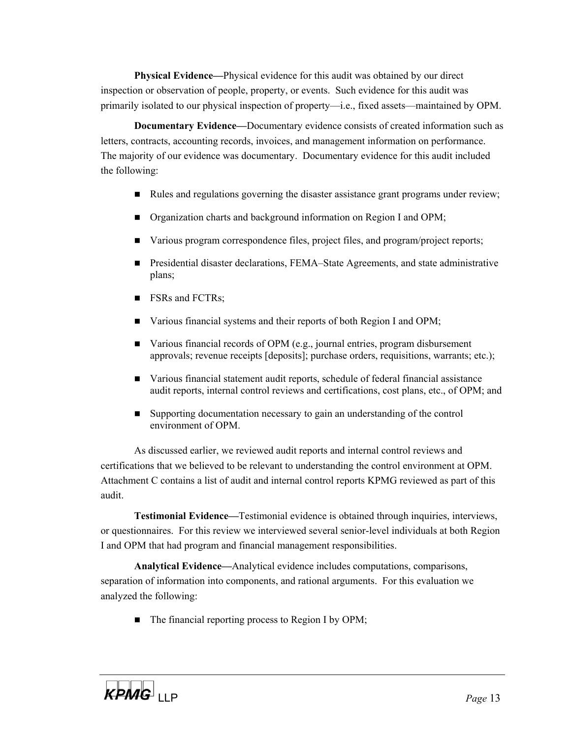**Physical Evidence—**Physical evidence for this audit was obtained by our direct inspection or observation of people, property, or events. Such evidence for this audit was primarily isolated to our physical inspection of property—i.e., fixed assets—maintained by OPM.

**Documentary Evidence—**Documentary evidence consists of created information such as letters, contracts, accounting records, invoices, and management information on performance. The majority of our evidence was documentary. Documentary evidence for this audit included the following:

- Rules and regulations governing the disaster assistance grant programs under review;
- Organization charts and background information on Region I and OPM;
- Various program correspondence files, project files, and program/project reports;
- Presidential disaster declarations, FEMA–State Agreements, and state administrative plans;
- FSRs and FCTRs;
- Various financial systems and their reports of both Region I and OPM;
- Various financial records of OPM (e.g., journal entries, program disbursement approvals; revenue receipts [deposits]; purchase orders, requisitions, warrants; etc.);
- Various financial statement audit reports, schedule of federal financial assistance audit reports, internal control reviews and certifications, cost plans, etc., of OPM; and
- Supporting documentation necessary to gain an understanding of the control environment of OPM.

As discussed earlier, we reviewed audit reports and internal control reviews and certifications that we believed to be relevant to understanding the control environment at OPM. Attachment C contains a list of audit and internal control reports KPMG reviewed as part of this audit.

**Testimonial Evidence—**Testimonial evidence is obtained through inquiries, interviews, or questionnaires. For this review we interviewed several senior-level individuals at both Region I and OPM that had program and financial management responsibilities.

**Analytical Evidence—**Analytical evidence includes computations, comparisons, separation of information into components, and rational arguments. For this evaluation we analyzed the following:

- The financial reporting process to Region I by OPM;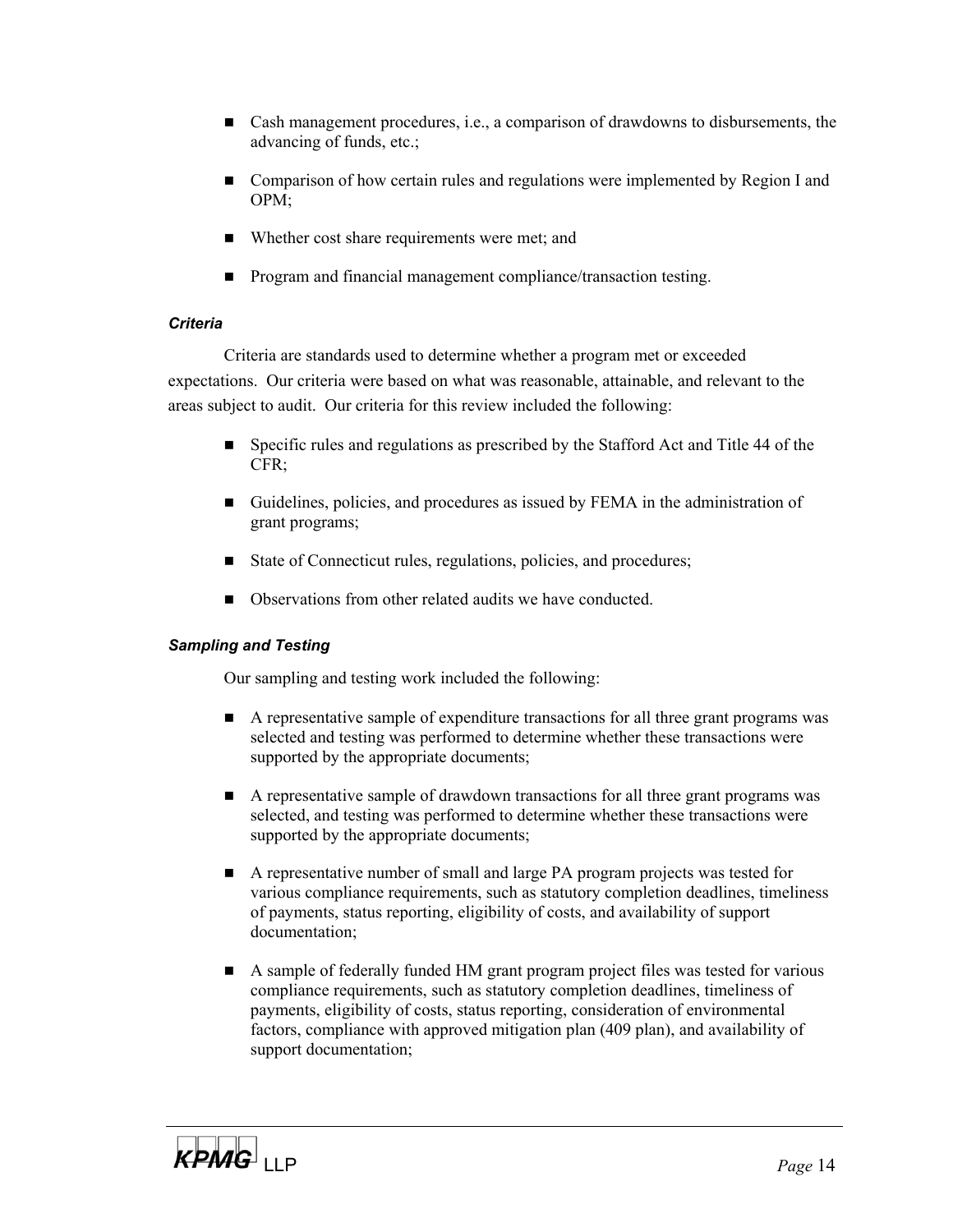- Cash management procedures, i.e., a comparison of drawdowns to disbursements, the advancing of funds, etc.;
- Comparison of how certain rules and regulations were implemented by Region I and OPM;
- Whether cost share requirements were met; and
- Program and financial management compliance/transaction testing.

### *Criteria*

Criteria are standards used to determine whether a program met or exceeded expectations. Our criteria were based on what was reasonable, attainable, and relevant to the areas subject to audit. Our criteria for this review included the following:

- Specific rules and regulations as prescribed by the Stafford Act and Title 44 of the CFR;
- Guidelines, policies, and procedures as issued by FEMA in the administration of grant programs;
- State of Connecticut rules, regulations, policies, and procedures;
- Observations from other related audits we have conducted.

### *Sampling and Testing*

Our sampling and testing work included the following:

- A representative sample of expenditure transactions for all three grant programs was selected and testing was performed to determine whether these transactions were supported by the appropriate documents;
- A representative sample of drawdown transactions for all three grant programs was selected, and testing was performed to determine whether these transactions were supported by the appropriate documents;
- A representative number of small and large PA program projects was tested for various compliance requirements, such as statutory completion deadlines, timeliness of payments, status reporting, eligibility of costs, and availability of support documentation;
- A sample of federally funded HM grant program project files was tested for various compliance requirements, such as statutory completion deadlines, timeliness of payments, eligibility of costs, status reporting, consideration of environmental factors, compliance with approved mitigation plan (409 plan), and availability of support documentation;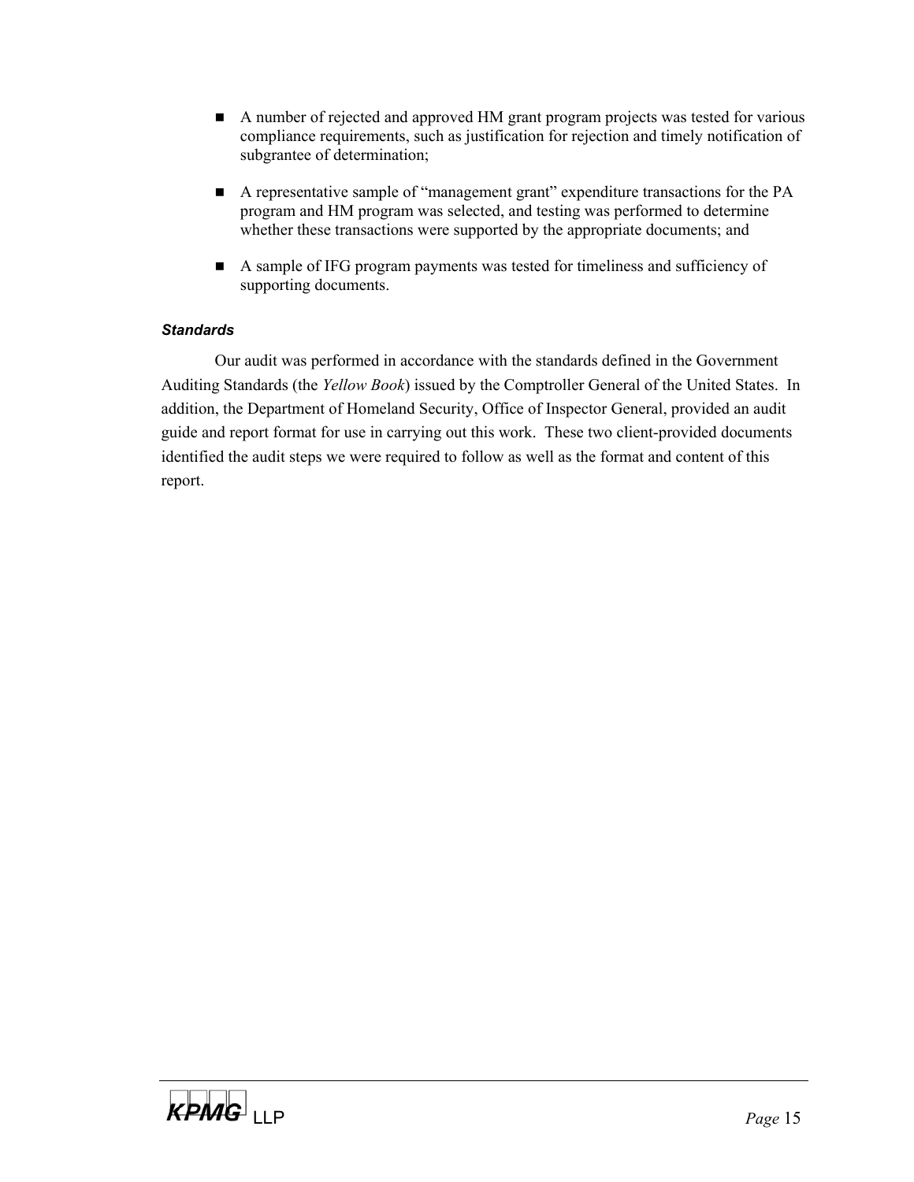- A number of rejected and approved HM grant program projects was tested for various compliance requirements, such as justification for rejection and timely notification of subgrantee of determination;

- A representative sample of "management grant" expenditure transactions for the PA program and HM program was selected, and testing was performed to determine whether these transactions were supported by the appropriate documents; and

- A sample of IFG program payments was tested for timeliness and sufficiency of supporting documents.

***Standards***

Our audit was performed in accordance with the standards defined in the Government Auditing Standards (the *Yellow Book*) issued by the Comptroller General of the United States. In addition, the Department of Homeland Security, Office of Inspector General, provided an audit guide and report format for use in carrying out this work. These two client-provided documents identified the audit steps we were required to follow as well as the format and content of this report.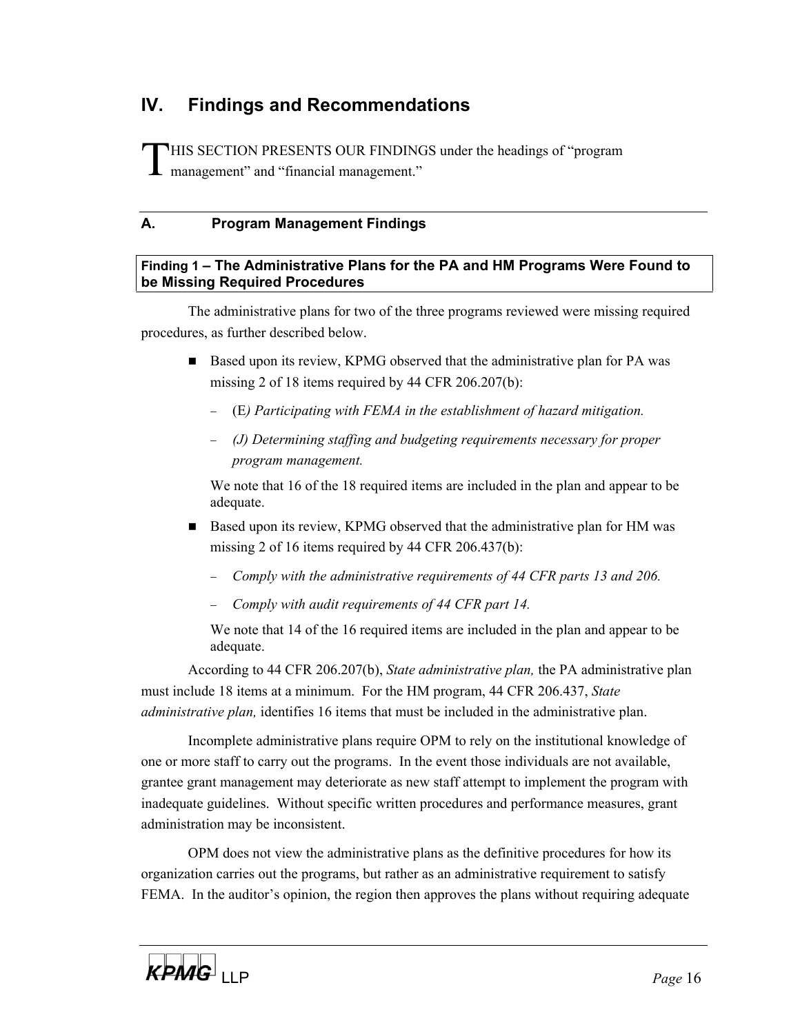# IV. Findings and Recommendations

THIS SECTION PRESENTS OUR FINDINGS under the headings of "program management" and "financial management."

## A. Program Management Findings

**Finding 1 – The Administrative Plans for the PA and HM Programs Were Found to be Missing Required Procedures**

The administrative plans for two of the three programs reviewed were missing required procedures, as further described below.

- Based upon its review, KPMG observed that the administrative plan for PA was missing 2 of 18 items required by 44 CFR 206.207(b):
  - (E*) Participating with FEMA in the establishment of hazard mitigation.*
  - *(J) Determining staffing and budgeting requirements necessary for proper program management.*

  We note that 16 of the 18 required items are included in the plan and appear to be adequate.

- Based upon its review, KPMG observed that the administrative plan for HM was missing 2 of 16 items required by 44 CFR 206.437(b):
  - *Comply with the administrative requirements of 44 CFR parts 13 and 206.*
  - *Comply with audit requirements of 44 CFR part 14.*

  We note that 14 of the 16 required items are included in the plan and appear to be adequate.

According to 44 CFR 206.207(b), *State administrative plan,* the PA administrative plan must include 18 items at a minimum. For the HM program, 44 CFR 206.437, *State administrative plan,* identifies 16 items that must be included in the administrative plan.

Incomplete administrative plans require OPM to rely on the institutional knowledge of one or more staff to carry out the programs. In the event those individuals are not available, grantee grant management may deteriorate as new staff attempt to implement the program with inadequate guidelines. Without specific written procedures and performance measures, grant administration may be inconsistent.

OPM does not view the administrative plans as the definitive procedures for how its organization carries out the programs, but rather as an administrative requirement to satisfy FEMA. In the auditor's opinion, the region then approves the plans without requiring adequate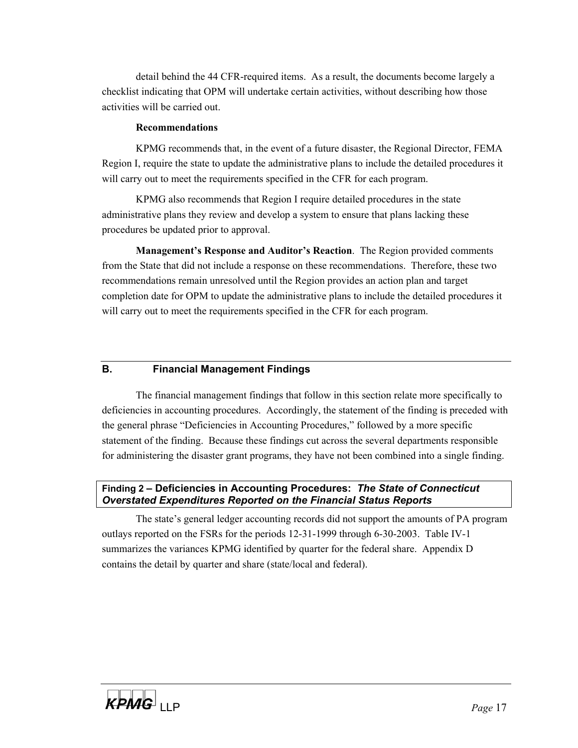detail behind the 44 CFR-required items. As a result, the documents become largely a checklist indicating that OPM will undertake certain activities, without describing how those activities will be carried out.

**Recommendations**

KPMG recommends that, in the event of a future disaster, the Regional Director, FEMA Region I, require the state to update the administrative plans to include the detailed procedures it will carry out to meet the requirements specified in the CFR for each program.

KPMG also recommends that Region I require detailed procedures in the state administrative plans they review and develop a system to ensure that plans lacking these procedures be updated prior to approval.

**Management's Response and Auditor's Reaction**. The Region provided comments from the State that did not include a response on these recommendations. Therefore, these two recommendations remain unresolved until the Region provides an action plan and target completion date for OPM to update the administrative plans to include the detailed procedures it will carry out to meet the requirements specified in the CFR for each program.

## B. Financial Management Findings

The financial management findings that follow in this section relate more specifically to deficiencies in accounting procedures. Accordingly, the statement of the finding is preceded with the general phrase "Deficiencies in Accounting Procedures," followed by a more specific statement of the finding. Because these findings cut across the several departments responsible for administering the disaster grant programs, they have not been combined into a single finding.

### Finding 2 – Deficiencies in Accounting Procedures: *The State of Connecticut Overstated Expenditures Reported on the Financial Status Reports*

The state's general ledger accounting records did not support the amounts of PA program outlays reported on the FSRs for the periods 12-31-1999 through 6-30-2003. Table IV-1 summarizes the variances KPMG identified by quarter for the federal share. Appendix D contains the detail by quarter and share (state/local and federal).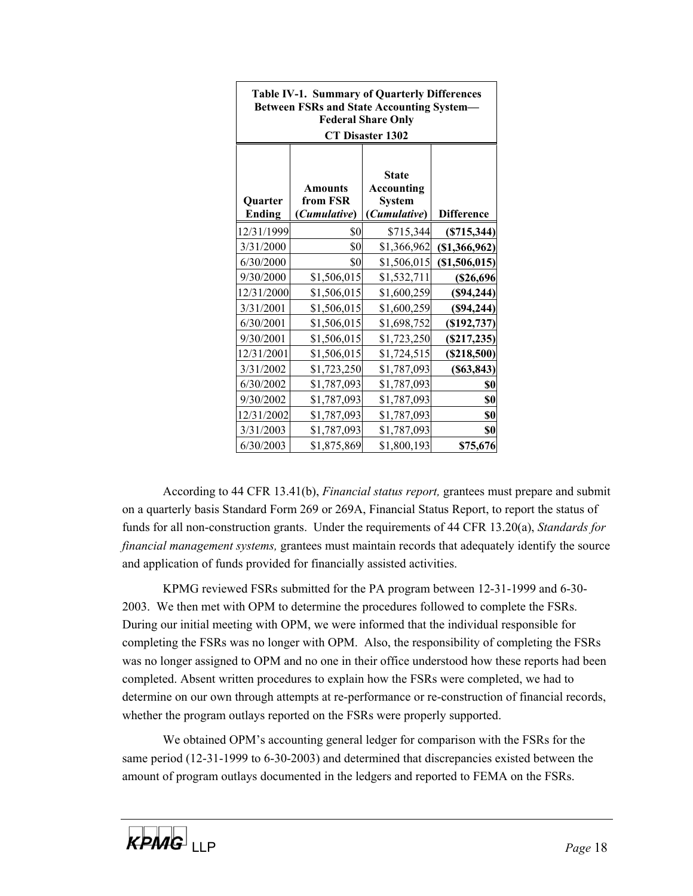| Table IV-1. Summary of Quarterly Differences Between FSRs and State Accounting System—Federal Share Only CT Disaster 1302 | | | |
|---|---|---|---|
| **Quarter Ending** | **Amounts from FSR (*Cumulative*)** | **State Accounting System (*Cumulative*)** | **Difference** |
| 12/31/1999 | $0 | $715,344 | **($715,344)** |
| 3/31/2000 | $0 | $1,366,962 | **($1,366,962)** |
| 6/30/2000 | $0 | $1,506,015 | **($1,506,015)** |
| 9/30/2000 | $1,506,015 | $1,532,711 | **($26,696** |
| 12/31/2000 | $1,506,015 | $1,600,259 | **($94,244)** |
| 3/31/2001 | $1,506,015 | $1,600,259 | **($94,244)** |
| 6/30/2001 | $1,506,015 | $1,698,752 | **($192,737)** |
| 9/30/2001 | $1,506,015 | $1,723,250 | **($217,235)** |
| 12/31/2001 | $1,506,015 | $1,724,515 | **($218,500)** |
| 3/31/2002 | $1,723,250 | $1,787,093 | **($63,843)** |
| 6/30/2002 | $1,787,093 | $1,787,093 | **$0** |
| 9/30/2002 | $1,787,093 | $1,787,093 | **$0** |
| 12/31/2002 | $1,787,093 | $1,787,093 | **$0** |
| 3/31/2003 | $1,787,093 | $1,787,093 | **$0** |
| 6/30/2003 | $1,875,869 | $1,800,193 | **$75,676** |

According to 44 CFR 13.41(b), *Financial status report,* grantees must prepare and submit on a quarterly basis Standard Form 269 or 269A, Financial Status Report, to report the status of funds for all non-construction grants. Under the requirements of 44 CFR 13.20(a), *Standards for financial management systems,* grantees must maintain records that adequately identify the source and application of funds provided for financially assisted activities.

KPMG reviewed FSRs submitted for the PA program between 12-31-1999 and 6-30-2003. We then met with OPM to determine the procedures followed to complete the FSRs. During our initial meeting with OPM, we were informed that the individual responsible for completing the FSRs was no longer with OPM. Also, the responsibility of completing the FSRs was no longer assigned to OPM and no one in their office understood how these reports had been completed. Absent written procedures to explain how the FSRs were completed, we had to determine on our own through attempts at re-performance or re-construction of financial records, whether the program outlays reported on the FSRs were properly supported.

We obtained OPM's accounting general ledger for comparison with the FSRs for the same period (12-31-1999 to 6-30-2003) and determined that discrepancies existed between the amount of program outlays documented in the ledgers and reported to FEMA on the FSRs.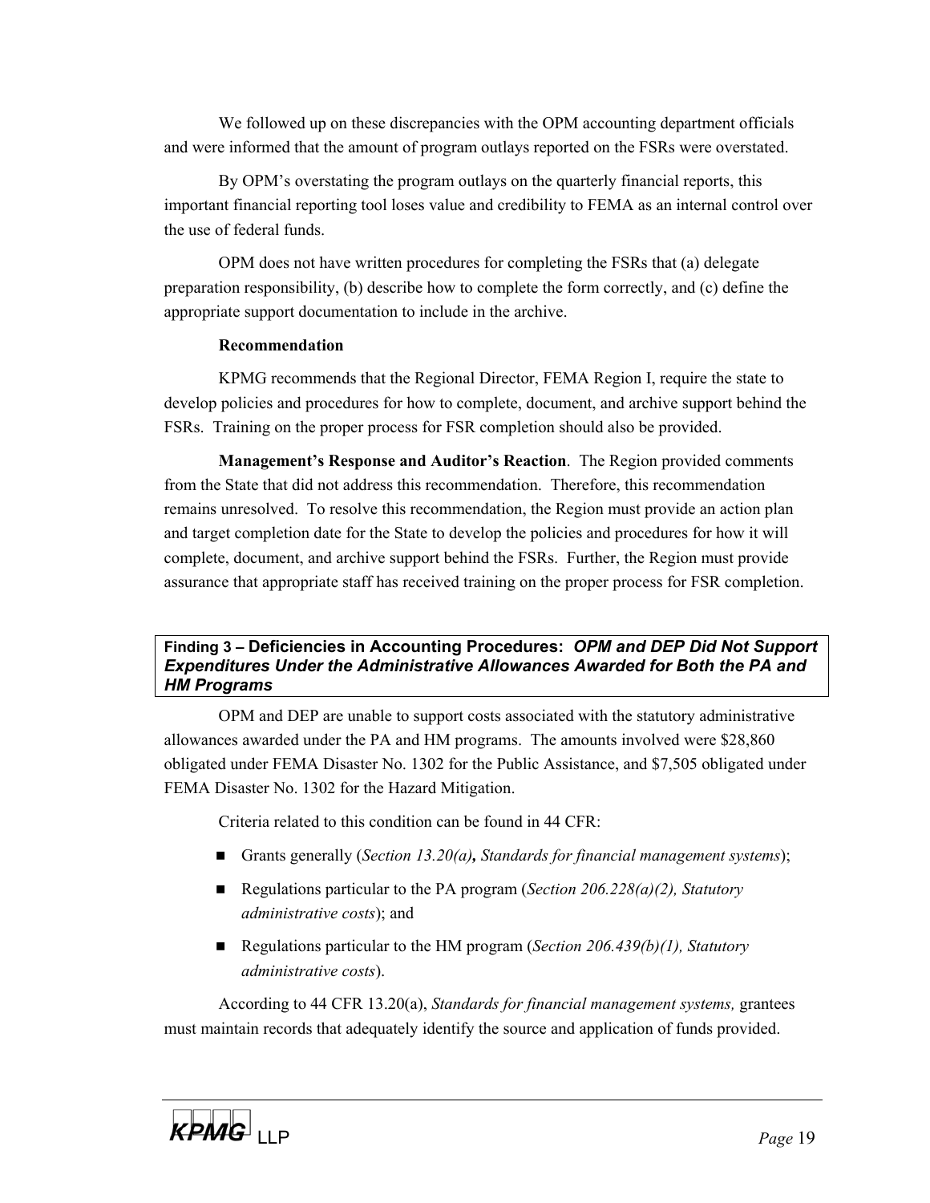We followed up on these discrepancies with the OPM accounting department officials and were informed that the amount of program outlays reported on the FSRs were overstated.

By OPM's overstating the program outlays on the quarterly financial reports, this important financial reporting tool loses value and credibility to FEMA as an internal control over the use of federal funds.

OPM does not have written procedures for completing the FSRs that (a) delegate preparation responsibility, (b) describe how to complete the form correctly, and (c) define the appropriate support documentation to include in the archive.

**Recommendation**

KPMG recommends that the Regional Director, FEMA Region I, require the state to develop policies and procedures for how to complete, document, and archive support behind the FSRs. Training on the proper process for FSR completion should also be provided.

**Management's Response and Auditor's Reaction**. The Region provided comments from the State that did not address this recommendation. Therefore, this recommendation remains unresolved. To resolve this recommendation, the Region must provide an action plan and target completion date for the State to develop the policies and procedures for how it will complete, document, and archive support behind the FSRs. Further, the Region must provide assurance that appropriate staff has received training on the proper process for FSR completion.

**Finding 3 – Deficiencies in Accounting Procedures: *OPM and DEP Did Not Support Expenditures Under the Administrative Allowances Awarded for Both the PA and HM Programs***

OPM and DEP are unable to support costs associated with the statutory administrative allowances awarded under the PA and HM programs. The amounts involved were $28,860 obligated under FEMA Disaster No. 1302 for the Public Assistance, and $7,505 obligated under FEMA Disaster No. 1302 for the Hazard Mitigation.

Criteria related to this condition can be found in 44 CFR:

- Grants generally (*Section 13.20(a)***,** *Standards for financial management systems*);
- Regulations particular to the PA program (*Section 206.228(a)(2), Statutory administrative costs*); and
- Regulations particular to the HM program (*Section 206.439(b)(1), Statutory administrative costs*).

According to 44 CFR 13.20(a), *Standards for financial management systems,* grantees must maintain records that adequately identify the source and application of funds provided.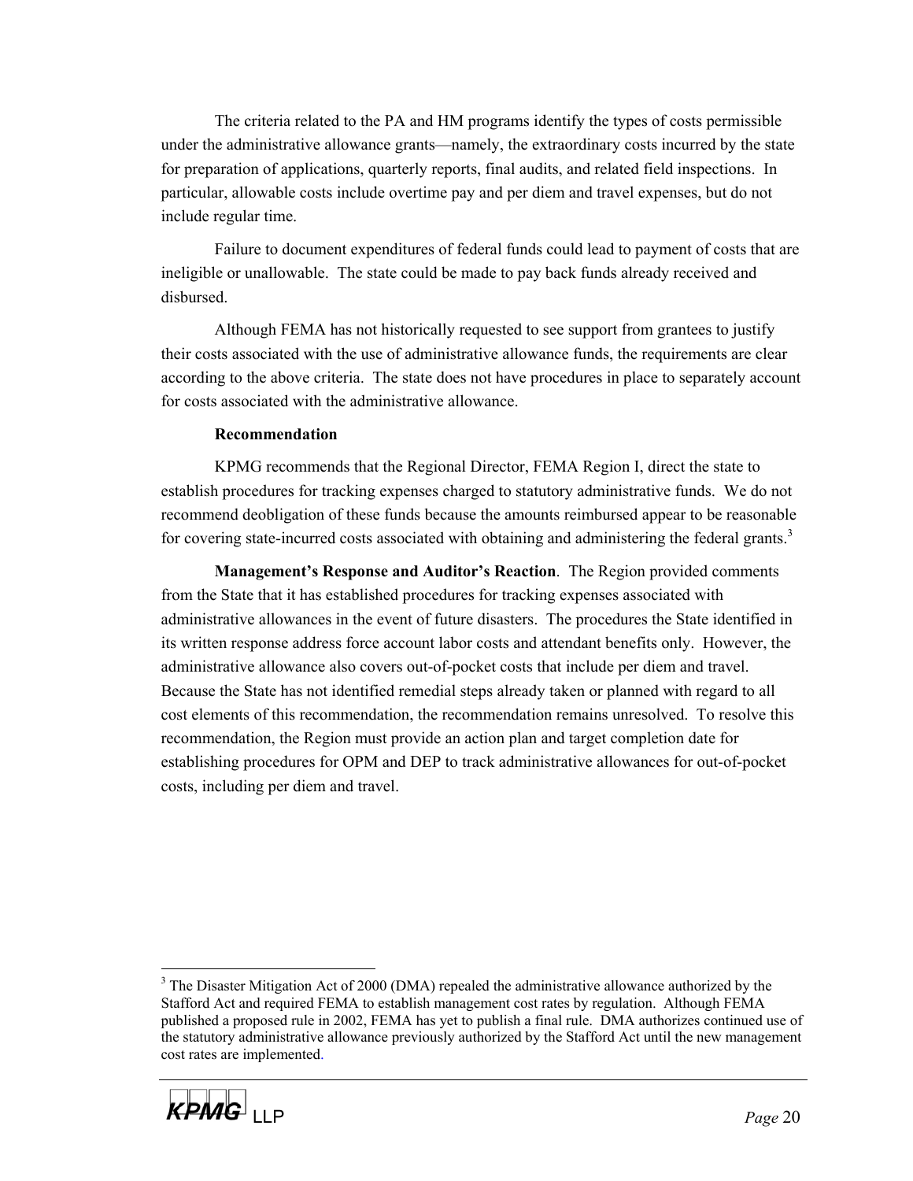The criteria related to the PA and HM programs identify the types of costs permissible under the administrative allowance grants—namely, the extraordinary costs incurred by the state for preparation of applications, quarterly reports, final audits, and related field inspections. In particular, allowable costs include overtime pay and per diem and travel expenses, but do not include regular time.

Failure to document expenditures of federal funds could lead to payment of costs that are ineligible or unallowable. The state could be made to pay back funds already received and disbursed.

Although FEMA has not historically requested to see support from grantees to justify their costs associated with the use of administrative allowance funds, the requirements are clear according to the above criteria. The state does not have procedures in place to separately account for costs associated with the administrative allowance.

**Recommendation**

KPMG recommends that the Regional Director, FEMA Region I, direct the state to establish procedures for tracking expenses charged to statutory administrative funds. We do not recommend deobligation of these funds because the amounts reimbursed appear to be reasonable for covering state-incurred costs associated with obtaining and administering the federal grants.[3]

**Management's Response and Auditor's Reaction**. The Region provided comments from the State that it has established procedures for tracking expenses associated with administrative allowances in the event of future disasters. The procedures the State identified in its written response address force account labor costs and attendant benefits only. However, the administrative allowance also covers out-of-pocket costs that include per diem and travel. Because the State has not identified remedial steps already taken or planned with regard to all cost elements of this recommendation, the recommendation remains unresolved. To resolve this recommendation, the Region must provide an action plan and target completion date for establishing procedures for OPM and DEP to track administrative allowances for out-of-pocket costs, including per diem and travel.

[3] The Disaster Mitigation Act of 2000 (DMA) repealed the administrative allowance authorized by the Stafford Act and required FEMA to establish management cost rates by regulation. Although FEMA published a proposed rule in 2002, FEMA has yet to publish a final rule. DMA authorizes continued use of the statutory administrative allowance previously authorized by the Stafford Act until the new management cost rates are implemented.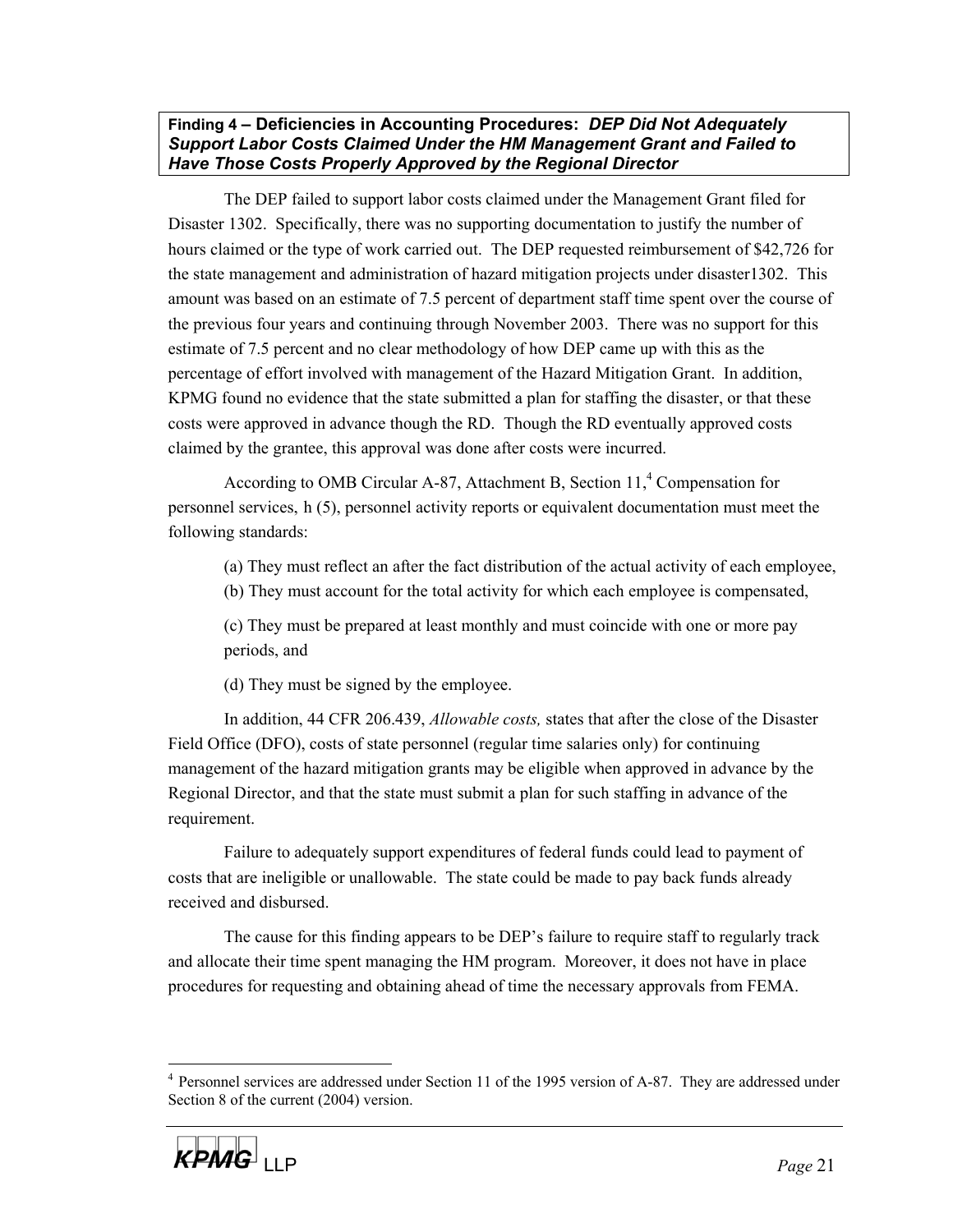**Finding 4 – Deficiencies in Accounting Procedures:** ***DEP Did Not Adequately Support Labor Costs Claimed Under the HM Management Grant and Failed to Have Those Costs Properly Approved by the Regional Director***

The DEP failed to support labor costs claimed under the Management Grant filed for Disaster 1302. Specifically, there was no supporting documentation to justify the number of hours claimed or the type of work carried out. The DEP requested reimbursement of $42,726 for the state management and administration of hazard mitigation projects under disaster1302. This amount was based on an estimate of 7.5 percent of department staff time spent over the course of the previous four years and continuing through November 2003. There was no support for this estimate of 7.5 percent and no clear methodology of how DEP came up with this as the percentage of effort involved with management of the Hazard Mitigation Grant. In addition, KPMG found no evidence that the state submitted a plan for staffing the disaster, or that these costs were approved in advance though the RD. Though the RD eventually approved costs claimed by the grantee, this approval was done after costs were incurred.

According to OMB Circular A-87, Attachment B, Section 11,[4] Compensation for personnel services, h (5), personnel activity reports or equivalent documentation must meet the following standards:

(a) They must reflect an after the fact distribution of the actual activity of each employee,

(b) They must account for the total activity for which each employee is compensated,

(c) They must be prepared at least monthly and must coincide with one or more pay periods, and

(d) They must be signed by the employee.

In addition, 44 CFR 206.439, *Allowable costs,* states that after the close of the Disaster Field Office (DFO), costs of state personnel (regular time salaries only) for continuing management of the hazard mitigation grants may be eligible when approved in advance by the Regional Director, and that the state must submit a plan for such staffing in advance of the requirement.

Failure to adequately support expenditures of federal funds could lead to payment of costs that are ineligible or unallowable. The state could be made to pay back funds already received and disbursed.

The cause for this finding appears to be DEP's failure to require staff to regularly track and allocate their time spent managing the HM program. Moreover, it does not have in place procedures for requesting and obtaining ahead of time the necessary approvals from FEMA.

[4] Personnel services are addressed under Section 11 of the 1995 version of A-87. They are addressed under Section 8 of the current (2004) version.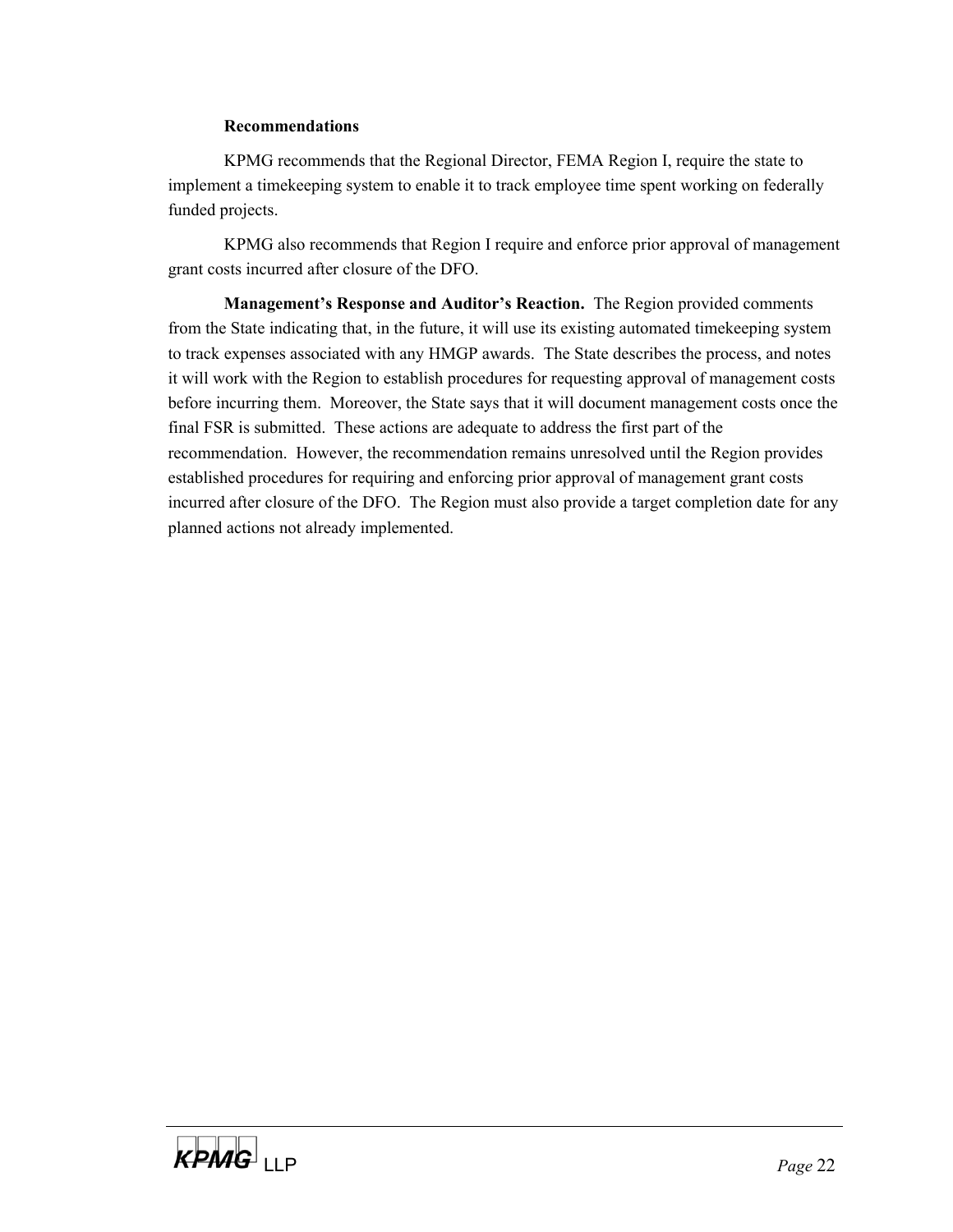### Recommendations

KPMG recommends that the Regional Director, FEMA Region I, require the state to implement a timekeeping system to enable it to track employee time spent working on federally funded projects.

KPMG also recommends that Region I require and enforce prior approval of management grant costs incurred after closure of the DFO.

**Management's Response and Auditor's Reaction.** The Region provided comments from the State indicating that, in the future, it will use its existing automated timekeeping system to track expenses associated with any HMGP awards. The State describes the process, and notes it will work with the Region to establish procedures for requesting approval of management costs before incurring them. Moreover, the State says that it will document management costs once the final FSR is submitted. These actions are adequate to address the first part of the recommendation. However, the recommendation remains unresolved until the Region provides established procedures for requiring and enforcing prior approval of management grant costs incurred after closure of the DFO. The Region must also provide a target completion date for any planned actions not already implemented.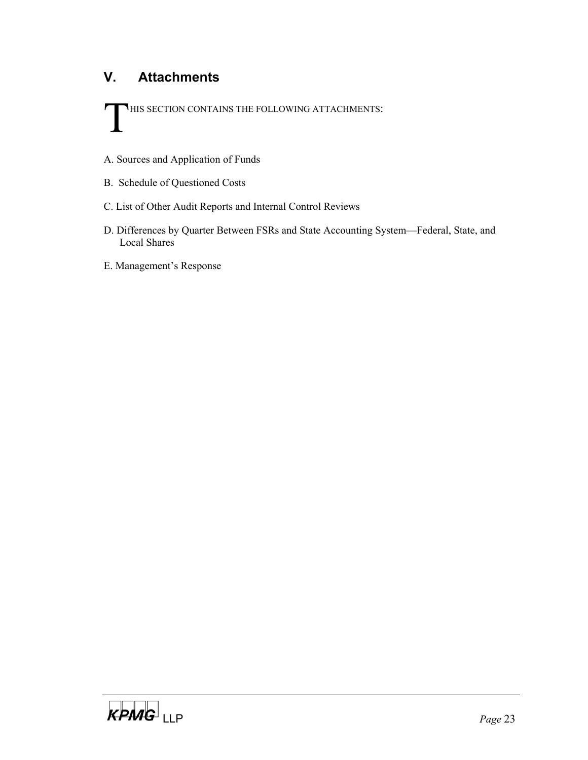## V. Attachments

THIS SECTION CONTAINS THE FOLLOWING ATTACHMENTS:

A. Sources and Application of Funds

B. Schedule of Questioned Costs

C. List of Other Audit Reports and Internal Control Reviews

D. Differences by Quarter Between FSRs and State Accounting System—Federal, State, and Local Shares

E. Management's Response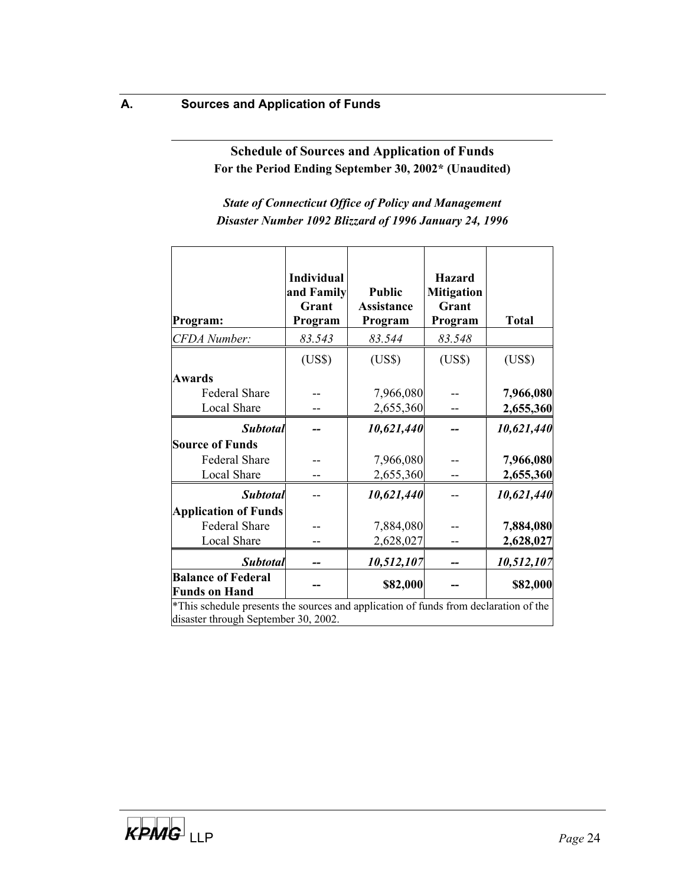## A. Sources and Application of Funds

**Schedule of Sources and Application of Funds**
**For the Period Ending September 30, 2002* (Unaudited)**

***State of Connecticut Office of Policy and Management***
***Disaster Number 1092 Blizzard of 1996 January 24, 1996***

| Program: | Individual and Family Grant Program | Public Assistance Program | Hazard Mitigation Grant Program | Total |
|---|---|---|---|---|
| *CFDA Number:* | *83.543* | *83.544* | *83.548* | |
| | (US$) | (US$) | (US$) | (US$) |
| **Awards** | | | | |
| Federal Share | -- | 7,966,080 | -- | **7,966,080** |
| Local Share | -- | 2,655,360 | -- | **2,655,360** |
| ***Subtotal*** | **--** | ***10,621,440*** | **--** | ***10,621,440*** |
| **Source of Funds** | | | | |
| Federal Share | -- | 7,966,080 | -- | **7,966,080** |
| Local Share | -- | 2,655,360 | -- | **2,655,360** |
| ***Subtotal*** | -- | ***10,621,440*** | -- | ***10,621,440*** |
| **Application of Funds** | | | | |
| Federal Share | -- | 7,884,080 | -- | **7,884,080** |
| Local Share | -- | 2,628,027 | -- | **2,628,027** |
| ***Subtotal*** | **--** | ***10,512,107*** | **--** | ***10,512,107*** |
| **Balance of Federal Funds on Hand** | **--** | **$82,000** | **--** | **$82,000** |

*This schedule presents the sources and application of funds from declaration of the disaster through September 30, 2002.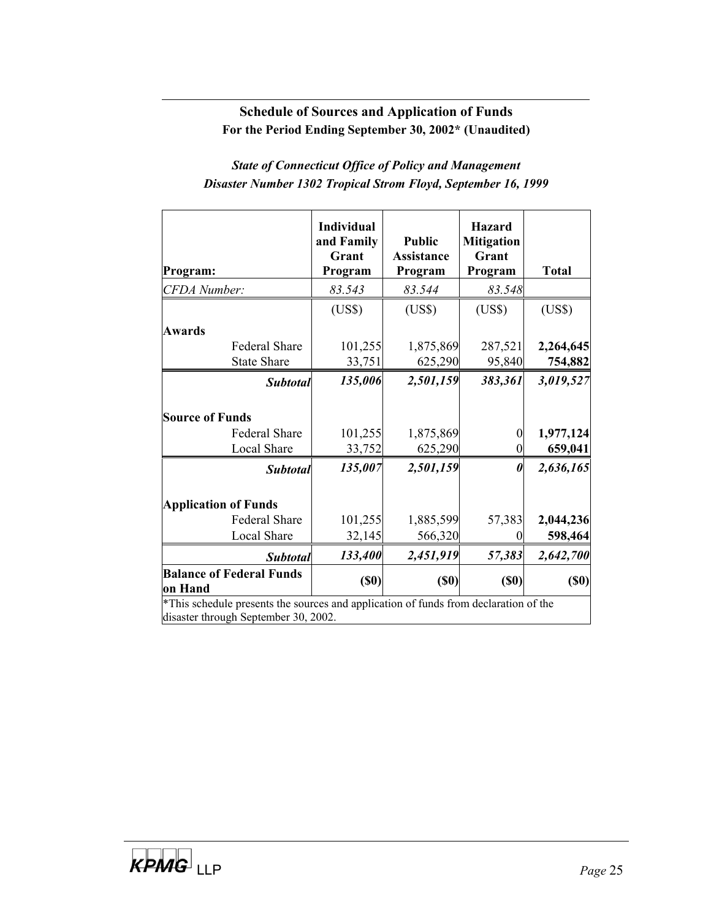## Schedule of Sources and Application of Funds

**For the Period Ending September 30, 2002\* (Unaudited)**

***State of Connecticut Office of Policy and Management***
***Disaster Number 1302 Tropical Strom Floyd, September 16, 1999***

| Program: | Individual and Family Grant Program | Public Assistance Program | Hazard Mitigation Grant Program | Total |
|---|---|---|---|---|
| *CFDA Number:* | *83.543* | *83.544* | *83.548* | |
| | (US$) | (US$) | (US$) | (US$) |
| **Awards** | | | | |
| Federal Share | 101,255 | 1,875,869 | 287,521 | **2,264,645** |
| State Share | 33,751 | 625,290 | 95,840 | **754,882** |
| ***Subtotal*** | ***135,006*** | ***2,501,159*** | ***383,361*** | ***3,019,527*** |
| **Source of Funds** | | | | |
| Federal Share | 101,255 | 1,875,869 | 0 | **1,977,124** |
| Local Share | 33,752 | 625,290 | 0 | **659,041** |
| ***Subtotal*** | ***135,007*** | ***2,501,159*** | ***0*** | ***2,636,165*** |
| **Application of Funds** | | | | |
| Federal Share | 101,255 | 1,885,599 | 57,383 | **2,044,236** |
| Local Share | 32,145 | 566,320 | 0 | **598,464** |
| ***Subtotal*** | ***133,400*** | ***2,451,919*** | ***57,383*** | ***2,642,700*** |
| **Balance of Federal Funds on Hand** | **($0)** | **($0)** | **($0)** | **($0)** |

*This schedule presents the sources and application of funds from declaration of the disaster through September 30, 2002.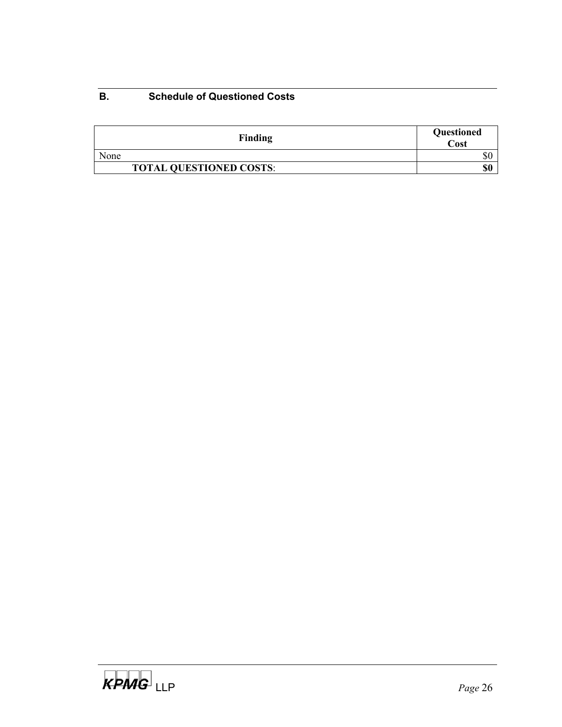## B. Schedule of Questioned Costs

| Finding | Questioned Cost |
|---|---|
| None | $0 |
| **TOTAL QUESTIONED COSTS**: | **$0** |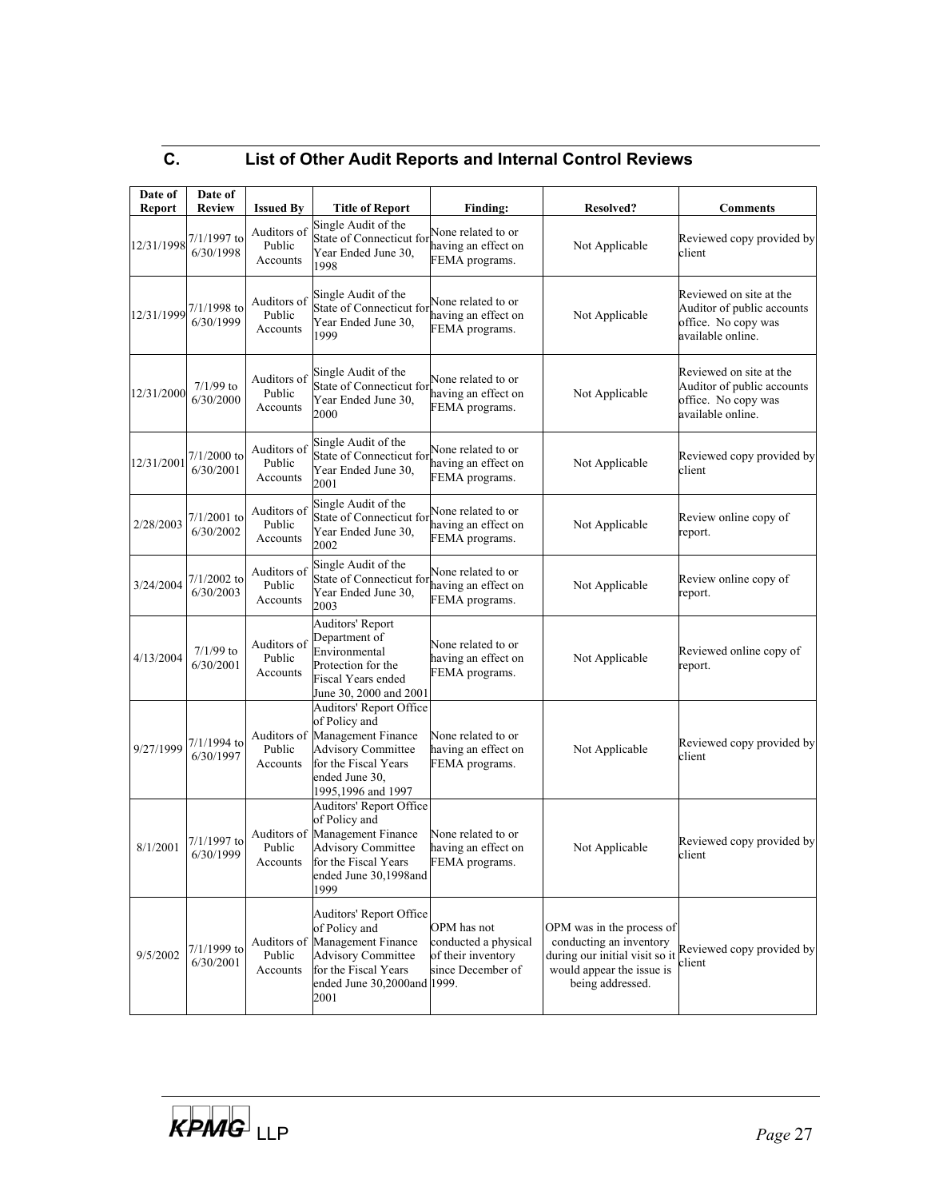## C. List of Other Audit Reports and Internal Control Reviews

| Date of Report | Date of Review | Issued By | Title of Report | Finding: | Resolved? | Comments |
|---|---|---|---|---|---|---|
| 12/31/1998 | 7/1/1997 to 6/30/1998 | Auditors of Public Accounts | Single Audit of the State of Connecticut for Year Ended June 30, 1998 | None related to or having an effect on FEMA programs. | Not Applicable | Reviewed copy provided by client |
| 12/31/1999 | 7/1/1998 to 6/30/1999 | Auditors of Public Accounts | Single Audit of the State of Connecticut for Year Ended June 30, 1999 | None related to or having an effect on FEMA programs. | Not Applicable | Reviewed on site at the Auditor of public accounts office. No copy was available online. |
| 12/31/2000 | 7/1/99 to 6/30/2000 | Auditors of Public Accounts | Single Audit of the State of Connecticut for Year Ended June 30, 2000 | None related to or having an effect on FEMA programs. | Not Applicable | Reviewed on site at the Auditor of public accounts office. No copy was available online. |
| 12/31/2001 | 7/1/2000 to 6/30/2001 | Auditors of Public Accounts | Single Audit of the State of Connecticut for Year Ended June 30, 2001 | None related to or having an effect on FEMA programs. | Not Applicable | Reviewed copy provided by client |
| 2/28/2003 | 7/1/2001 to 6/30/2002 | Auditors of Public Accounts | Single Audit of the State of Connecticut for Year Ended June 30, 2002 | None related to or having an effect on FEMA programs. | Not Applicable | Review online copy of report. |
| 3/24/2004 | 7/1/2002 to 6/30/2003 | Auditors of Public Accounts | Single Audit of the State of Connecticut for Year Ended June 30, 2003 | None related to or having an effect on FEMA programs. | Not Applicable | Review online copy of report. |
| 4/13/2004 | 7/1/99 to 6/30/2001 | Auditors of Public Accounts | Auditors' Report Department of Environmental Protection for the Fiscal Years ended June 30, 2000 and 2001 | None related to or having an effect on FEMA programs. | Not Applicable | Reviewed online copy of report. |
| 9/27/1999 | 7/1/1994 to 6/30/1997 | Auditors of Public Accounts | Auditors' Report Office of Policy and Management Finance Advisory Committee for the Fiscal Years ended June 30, 1995,1996 and 1997 | None related to or having an effect on FEMA programs. | Not Applicable | Reviewed copy provided by client |
| 8/1/2001 | 7/1/1997 to 6/30/1999 | Auditors of Public Accounts | Auditors' Report Office of Policy and Management Finance Advisory Committee for the Fiscal Years ended June 30,1998and 1999 | None related to or having an effect on FEMA programs. | Not Applicable | Reviewed copy provided by client |
| 9/5/2002 | 7/1/1999 to 6/30/2001 | Auditors of Public Accounts | Auditors' Report Office of Policy and Management Finance Advisory Committee for the Fiscal Years ended June 30,2000and 2001 | OPM has not conducted a physical of their inventory since December of 1999. | OPM was in the process of conducting an inventory during our initial visit so it would appear the issue is being addressed. | Reviewed copy provided by client |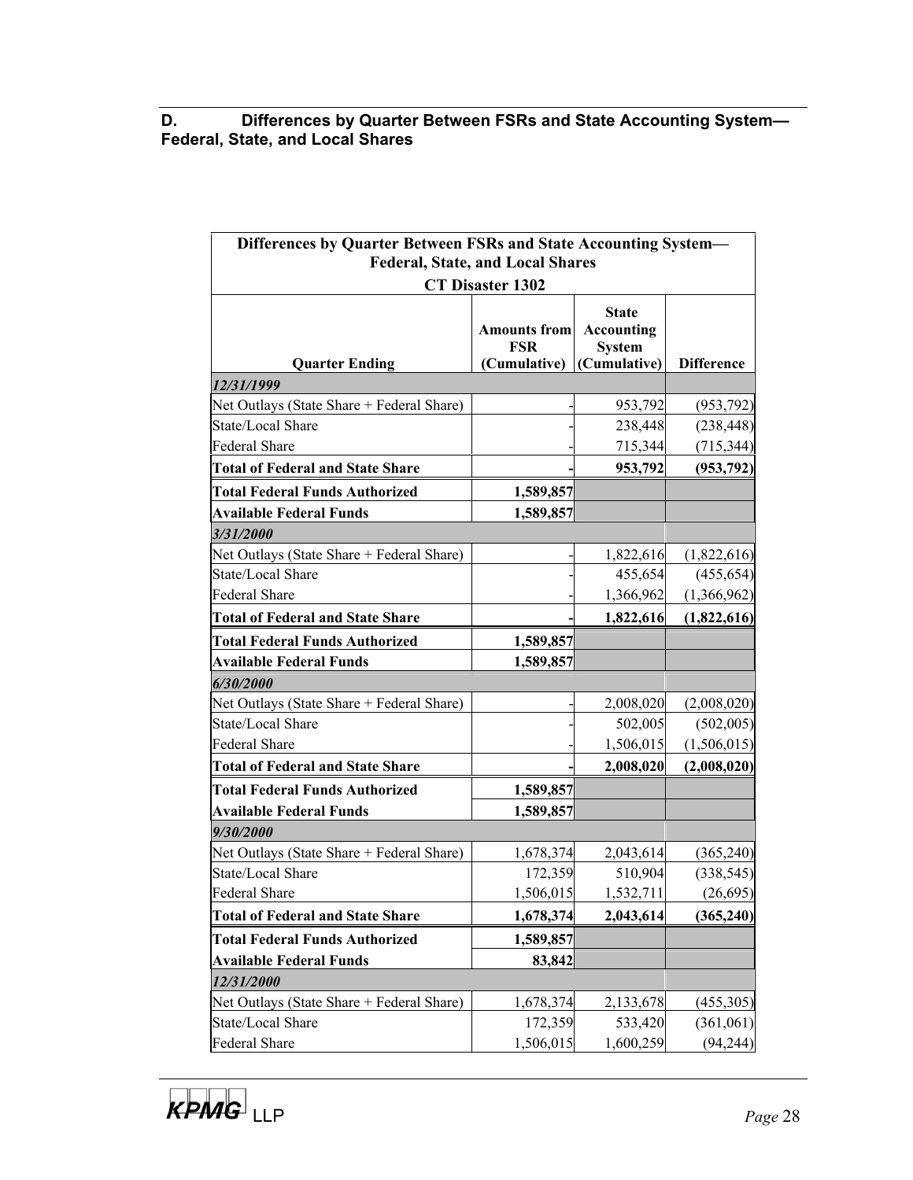## D. Differences by Quarter Between FSRs and State Accounting System—Federal, State, and Local Shares

| Differences by Quarter Between FSRs and State Accounting System—Federal, State, and Local Shares<br>CT Disaster 1302 | | | |
|---|---|---|---|
| **Quarter Ending** | **Amounts from FSR (Cumulative)** | **State Accounting System (Cumulative)** | **Difference** |
| ***12/31/1999*** | | | |
| Net Outlays (State Share + Federal Share) | - | 953,792 | (953,792) |
| State/Local Share | - | 238,448 | (238,448) |
| Federal Share | - | 715,344 | (715,344) |
| **Total of Federal and State Share** | **-** | **953,792** | **(953,792)** |
| **Total Federal Funds Authorized** | **1,589,857** | | |
| **Available Federal Funds** | **1,589,857** | | |
| ***3/31/2000*** | | | |
| Net Outlays (State Share + Federal Share) | - | 1,822,616 | (1,822,616) |
| State/Local Share | - | 455,654 | (455,654) |
| Federal Share | - | 1,366,962 | (1,366,962) |
| **Total of Federal and State Share** | **-** | **1,822,616** | **(1,822,616)** |
| **Total Federal Funds Authorized** | **1,589,857** | | |
| **Available Federal Funds** | **1,589,857** | | |
| ***6/30/2000*** | | | |
| Net Outlays (State Share + Federal Share) | - | 2,008,020 | (2,008,020) |
| State/Local Share | - | 502,005 | (502,005) |
| Federal Share | - | 1,506,015 | (1,506,015) |
| **Total of Federal and State Share** | **-** | **2,008,020** | **(2,008,020)** |
| **Total Federal Funds Authorized** | **1,589,857** | | |
| **Available Federal Funds** | **1,589,857** | | |
| ***9/30/2000*** | | | |
| Net Outlays (State Share + Federal Share) | 1,678,374 | 2,043,614 | (365,240) |
| State/Local Share | 172,359 | 510,904 | (338,545) |
| Federal Share | 1,506,015 | 1,532,711 | (26,695) |
| **Total of Federal and State Share** | **1,678,374** | **2,043,614** | **(365,240)** |
| **Total Federal Funds Authorized** | **1,589,857** | | |
| **Available Federal Funds** | **83,842** | | |
| ***12/31/2000*** | | | |
| Net Outlays (State Share + Federal Share) | 1,678,374 | 2,133,678 | (455,305) |
| State/Local Share | 172,359 | 533,420 | (361,061) |
| Federal Share | 1,506,015 | 1,600,259 | (94,244) |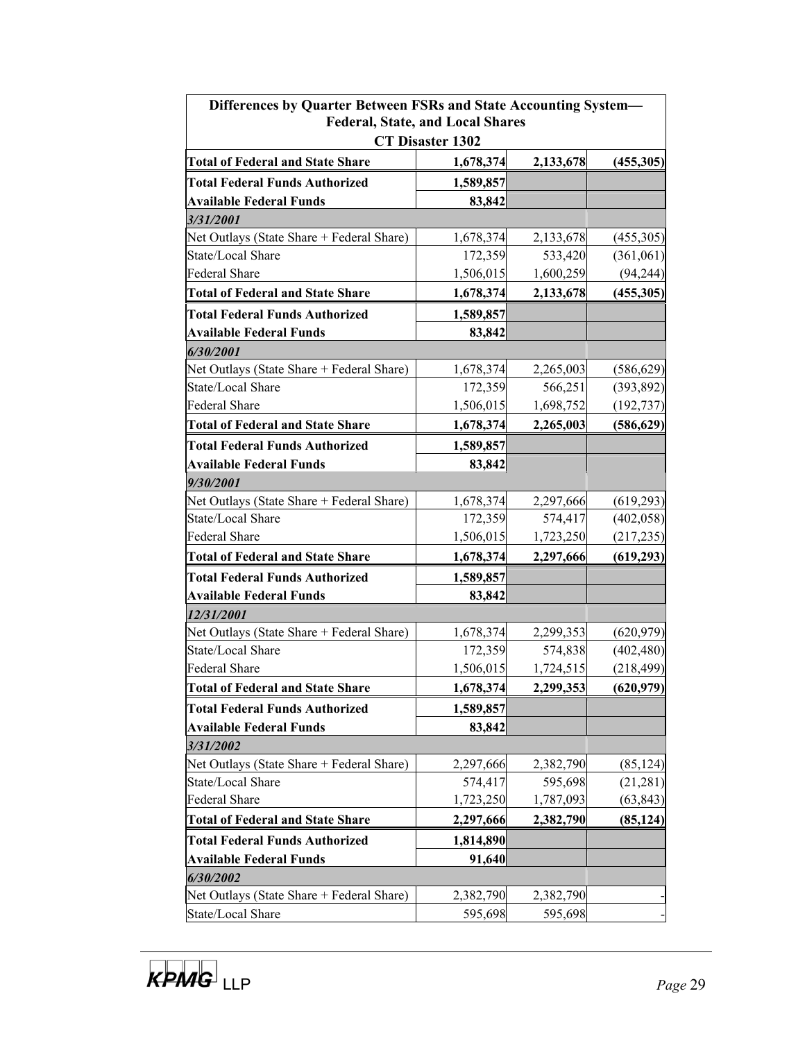| Differences by Quarter Between FSRs and State Accounting System— Federal, State, and Local Shares CT Disaster 1302 | | | |
|---|---|---|---|
| **Total of Federal and State Share** | **1,678,374** | **2,133,678** | **(455,305)** |
| **Total Federal Funds Authorized** | **1,589,857** | | |
| **Available Federal Funds** | **83,842** | | |
| ***3/31/2001*** | | | |
| Net Outlays (State Share + Federal Share) | 1,678,374 | 2,133,678 | (455,305) |
| State/Local Share | 172,359 | 533,420 | (361,061) |
| Federal Share | 1,506,015 | 1,600,259 | (94,244) |
| **Total of Federal and State Share** | **1,678,374** | **2,133,678** | **(455,305)** |
| **Total Federal Funds Authorized** | **1,589,857** | | |
| **Available Federal Funds** | **83,842** | | |
| ***6/30/2001*** | | | |
| Net Outlays (State Share + Federal Share) | 1,678,374 | 2,265,003 | (586,629) |
| State/Local Share | 172,359 | 566,251 | (393,892) |
| Federal Share | 1,506,015 | 1,698,752 | (192,737) |
| **Total of Federal and State Share** | **1,678,374** | **2,265,003** | **(586,629)** |
| **Total Federal Funds Authorized** | **1,589,857** | | |
| **Available Federal Funds** | **83,842** | | |
| ***9/30/2001*** | | | |
| Net Outlays (State Share + Federal Share) | 1,678,374 | 2,297,666 | (619,293) |
| State/Local Share | 172,359 | 574,417 | (402,058) |
| Federal Share | 1,506,015 | 1,723,250 | (217,235) |
| **Total of Federal and State Share** | **1,678,374** | **2,297,666** | **(619,293)** |
| **Total Federal Funds Authorized** | **1,589,857** | | |
| **Available Federal Funds** | **83,842** | | |
| ***12/31/2001*** | | | |
| Net Outlays (State Share + Federal Share) | 1,678,374 | 2,299,353 | (620,979) |
| State/Local Share | 172,359 | 574,838 | (402,480) |
| Federal Share | 1,506,015 | 1,724,515 | (218,499) |
| **Total of Federal and State Share** | **1,678,374** | **2,299,353** | **(620,979)** |
| **Total Federal Funds Authorized** | **1,589,857** | | |
| **Available Federal Funds** | **83,842** | | |
| ***3/31/2002*** | | | |
| Net Outlays (State Share + Federal Share) | 2,297,666 | 2,382,790 | (85,124) |
| State/Local Share | 574,417 | 595,698 | (21,281) |
| Federal Share | 1,723,250 | 1,787,093 | (63,843) |
| **Total of Federal and State Share** | **2,297,666** | **2,382,790** | **(85,124)** |
| **Total Federal Funds Authorized** | **1,814,890** | | |
| **Available Federal Funds** | **91,640** | | |
| ***6/30/2002*** | | | |
| Net Outlays (State Share + Federal Share) | 2,382,790 | 2,382,790 | - |
| State/Local Share | 595,698 | 595,698 | - |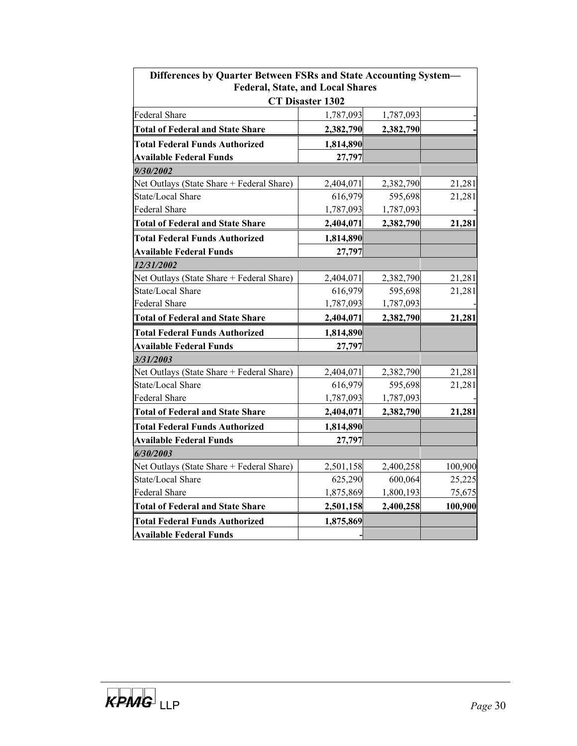| Differences by Quarter Between FSRs and State Accounting System—Federal, State, and Local Shares | | | |
|---|---|---|---|
| **CT Disaster 1302** | | | |
| Federal Share | 1,787,093 | 1,787,093 | - |
| **Total of Federal and State Share** | **2,382,790** | **2,382,790** | **-** |
| **Total Federal Funds Authorized** | **1,814,890** | | |
| **Available Federal Funds** | **27,797** | | |
| ***9/30/2002*** | | | |
| Net Outlays (State Share + Federal Share) | 2,404,071 | 2,382,790 | 21,281 |
| State/Local Share | 616,979 | 595,698 | 21,281 |
| Federal Share | 1,787,093 | 1,787,093 | - |
| **Total of Federal and State Share** | **2,404,071** | **2,382,790** | **21,281** |
| **Total Federal Funds Authorized** | **1,814,890** | | |
| **Available Federal Funds** | **27,797** | | |
| ***12/31/2002*** | | | |
| Net Outlays (State Share + Federal Share) | 2,404,071 | 2,382,790 | 21,281 |
| State/Local Share | 616,979 | 595,698 | 21,281 |
| Federal Share | 1,787,093 | 1,787,093 | - |
| **Total of Federal and State Share** | **2,404,071** | **2,382,790** | **21,281** |
| **Total Federal Funds Authorized** | **1,814,890** | | |
| **Available Federal Funds** | **27,797** | | |
| ***3/31/2003*** | | | |
| Net Outlays (State Share + Federal Share) | 2,404,071 | 2,382,790 | 21,281 |
| State/Local Share | 616,979 | 595,698 | 21,281 |
| Federal Share | 1,787,093 | 1,787,093 | - |
| **Total of Federal and State Share** | **2,404,071** | **2,382,790** | **21,281** |
| **Total Federal Funds Authorized** | **1,814,890** | | |
| **Available Federal Funds** | **27,797** | | |
| ***6/30/2003*** | | | |
| Net Outlays (State Share + Federal Share) | 2,501,158 | 2,400,258 | 100,900 |
| State/Local Share | 625,290 | 600,064 | 25,225 |
| Federal Share | 1,875,869 | 1,800,193 | 75,675 |
| **Total of Federal and State Share** | **2,501,158** | **2,400,258** | **100,900** |
| **Total Federal Funds Authorized** | **1,875,869** | | |
| **Available Federal Funds** | **-** | | |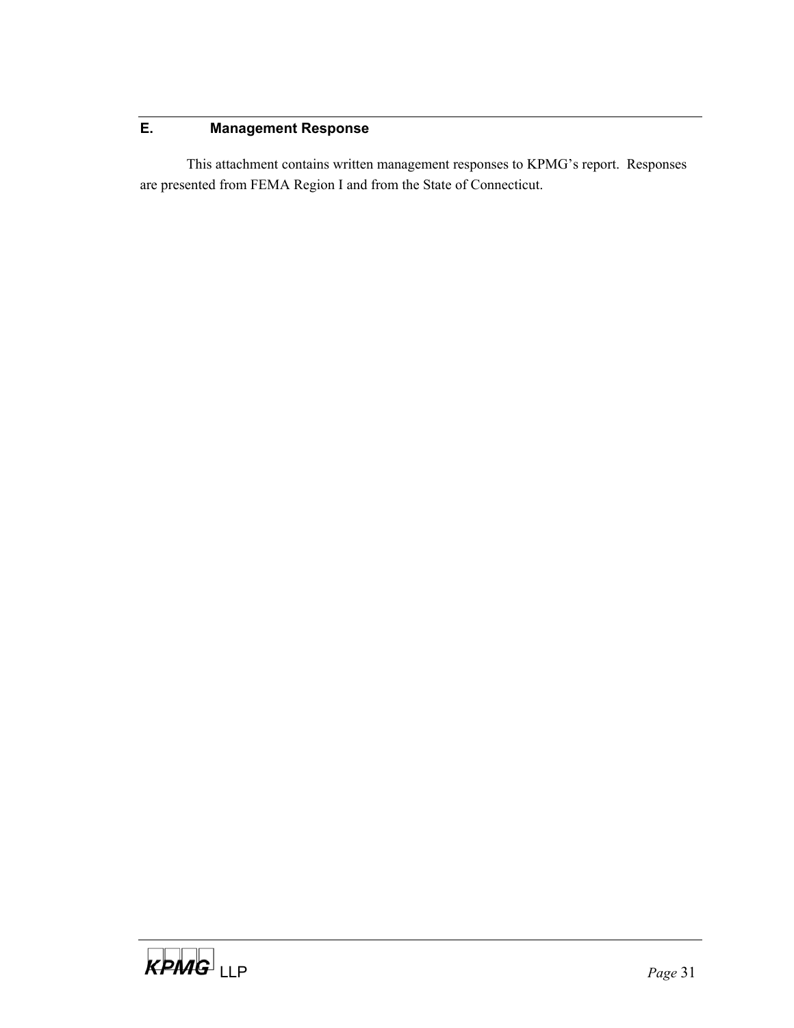## E. Management Response

This attachment contains written management responses to KPMG's report. Responses are presented from FEMA Region I and from the State of Connecticut.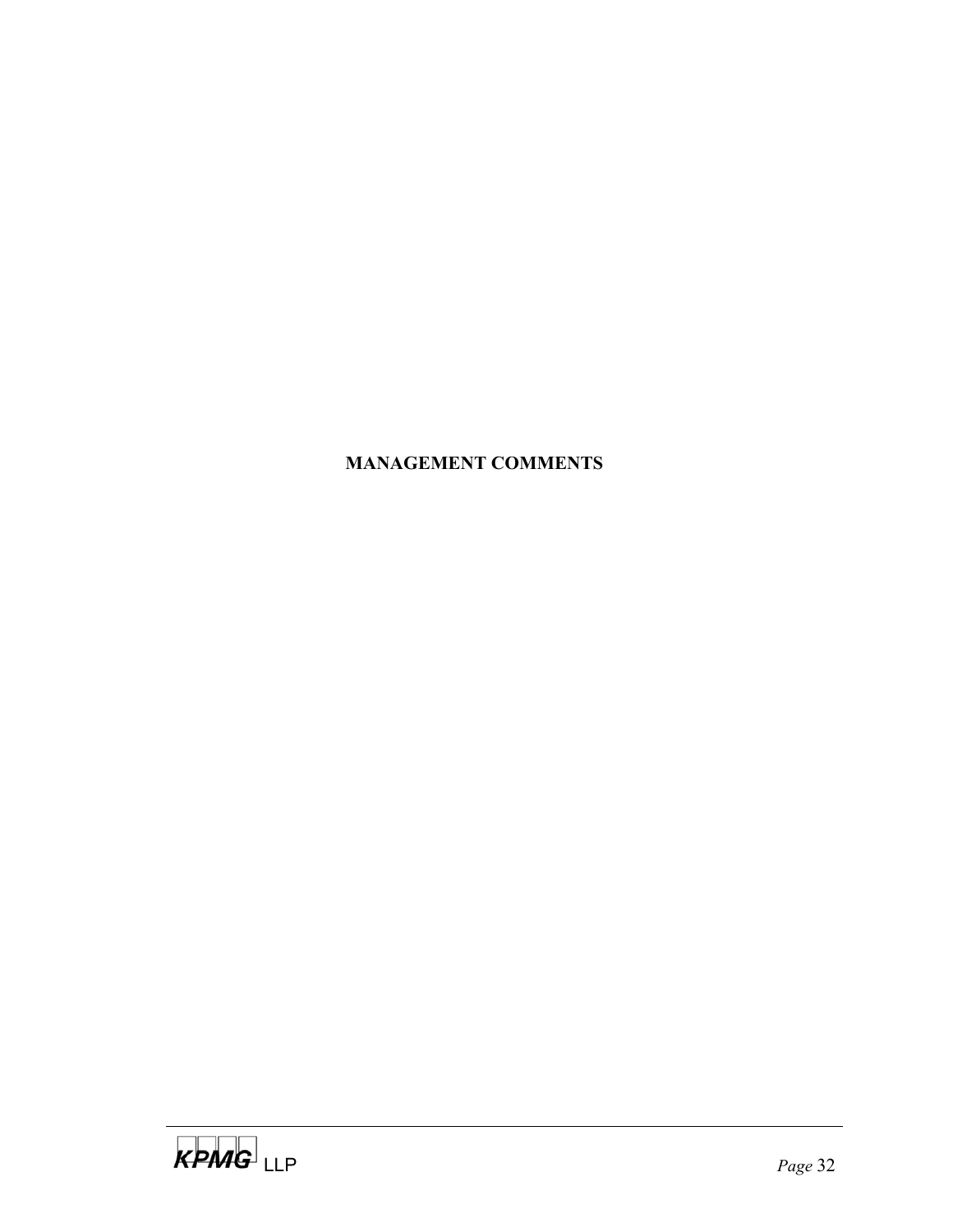# MANAGEMENT COMMENTS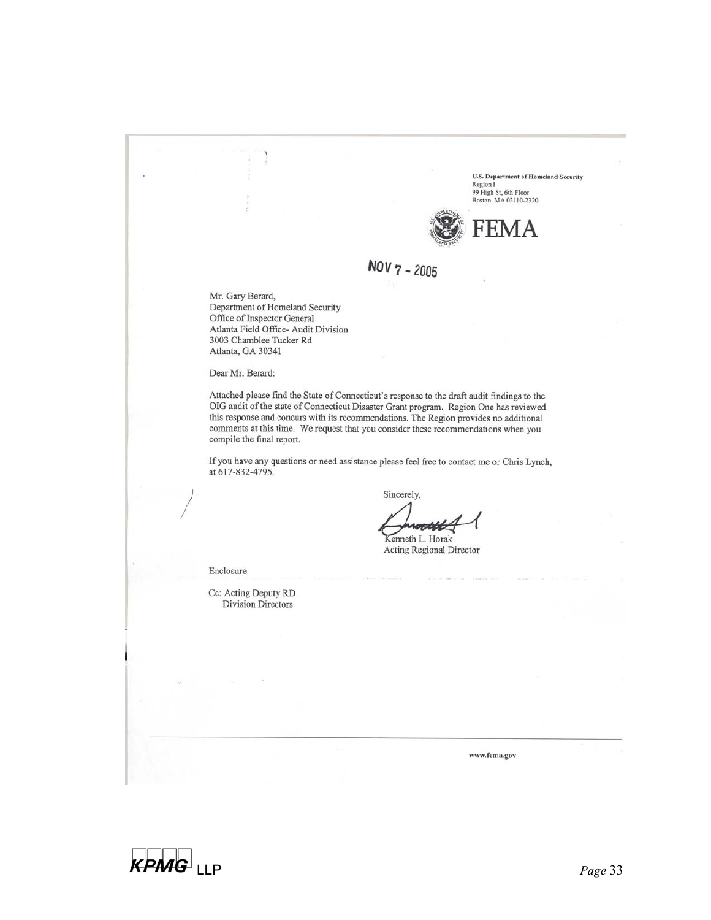U.S. Department of Homeland Security
Region I
99 High St, 6th Floor
Boston, MA 02110-2320

FEMA

NOV 7 - 2005

Mr. Gary Berard,
Department of Homeland Security
Office of Inspector General
Atlanta Field Office- Audit Division
3003 Chamblee Tucker Rd
Atlanta, GA 30341

Dear Mr. Berard:

Attached please find the State of Connecticut's response to the draft audit findings to the OIG audit of the state of Connecticut Disaster Grant program. Region One has reviewed this response and concurs with its recommendations. The Region provides no additional comments at this time. We request that you consider these recommendations when you compile the final report.

If you have any questions or need assistance please feel free to contact me or Chris Lynch, at 617-832-4795.

Sincerely,

Kenneth L. Horak
Acting Regional Director

Enclosure

Cc: Acting Deputy RD
Division Directors

www.fema.gov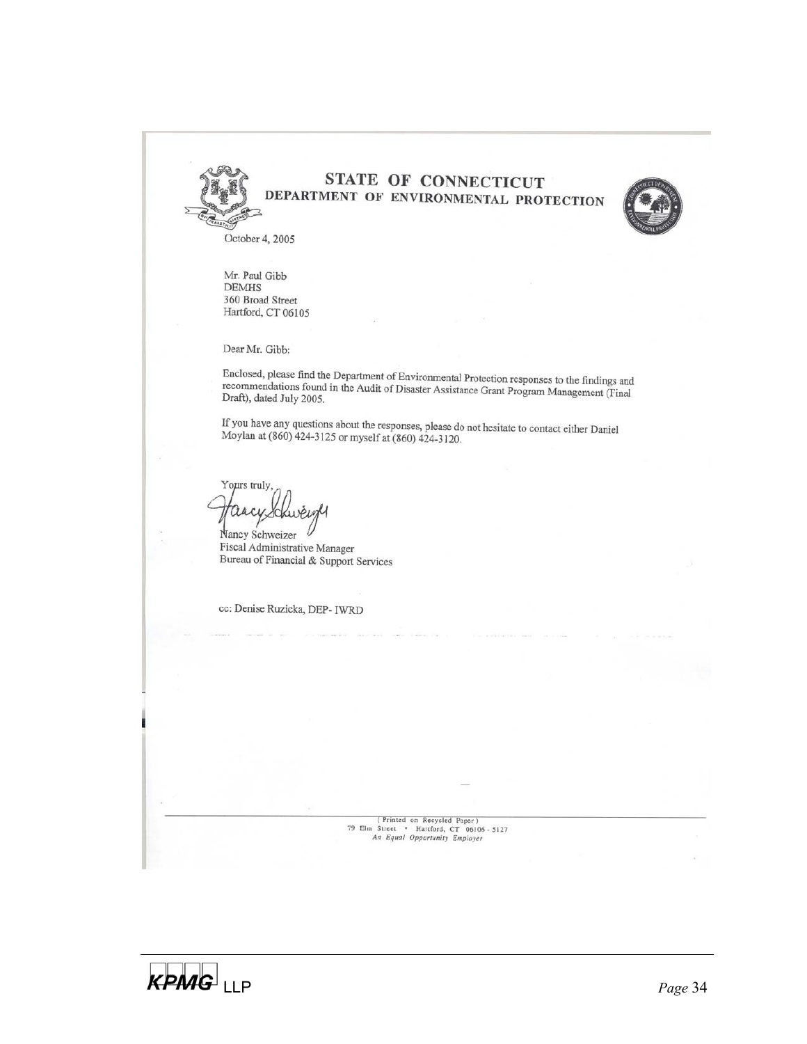# STATE OF CONNECTICUT
## DEPARTMENT OF ENVIRONMENTAL PROTECTION

October 4, 2005

Mr. Paul Gibb
DEMHS
360 Broad Street
Hartford, CT 06105

Dear Mr. Gibb:

Enclosed, please find the Department of Environmental Protection responses to the findings and recommendations found in the Audit of Disaster Assistance Grant Program Management (Final Draft), dated July 2005.

If you have any questions about the responses, please do not hesitate to contact either Daniel Moylan at (860) 424-3125 or myself at (860) 424-3120.

Yours truly,

Nancy Schweizer
Fiscal Administrative Manager
Bureau of Financial & Support Services

cc: Denise Ruzicka, DEP- IWRD

(Printed on Recycled Paper)
79 Elm Street • Hartford, CT 06106 - 5127
*An Equal Opportunity Employer*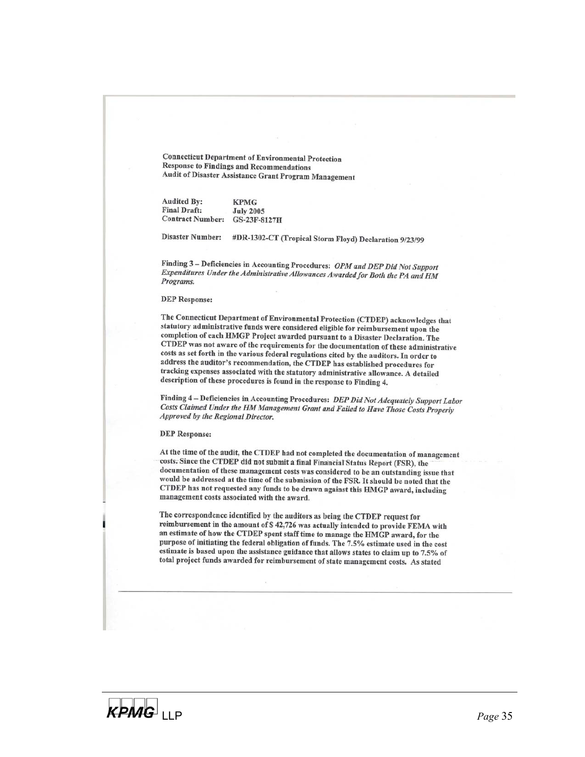**Connecticut Department of Environmental Protection**
**Response to Findings and Recommendations**
**Audit of Disaster Assistance Grant Program Management**

| | |
|---|---|
| **Audited By:** | **KPMG** |
| **Final Draft:** | **July 2005** |
| **Contract Number:** | **GS-23F-8127H** |

**Disaster Number:** **#DR-1302-CT (Tropical Storm Floyd) Declaration 9/23/99**

**Finding 3 – Deficiencies in Accounting Procedures:** ***OPM and DEP Did Not Support Expenditures Under the Administrative Allowances Awarded for Both the PA and HM Programs.***

**DEP Response:**

The Connecticut Department of Environmental Protection (CTDEP) acknowledges that statutory administrative funds were considered eligible for reimbursement upon the completion of each HMGP Project awarded pursuant to a Disaster Declaration. The CTDEP was not aware of the requirements for the documentation of these administrative costs as set forth in the various federal regulations cited by the auditors. In order to address the auditor's recommendation, the CTDEP has established procedures for tracking expenses associated with the statutory administrative allowance. A detailed description of these procedures is found in the response to Finding 4.

**Finding 4 – Deficiencies in Accounting Procedures:** ***DEP Did Not Adequately Support Labor Costs Claimed Under the HM Management Grant and Failed to Have Those Costs Properly Approved by the Regional Director.***

**DEP Response:**

At the time of the audit, the CTDEP had not completed the documentation of management costs. Since the CTDEP did not submit a final Financial Status Report (FSR), the documentation of these management costs was considered to be an outstanding issue that would be addressed at the time of the submission of the FSR. It should be noted that the CTDEP has not requested any funds to be drawn against this HMGP award, including management costs associated with the award.

The correspondence identified by the auditors as being the CTDEP request for reimbursement in the amount of $ 42,726 was actually intended to provide FEMA with an estimate of how the CTDEP spent staff time to manage the HMGP award, for the purpose of initiating the federal obligation of funds. The 7.5% estimate used in the cost estimate is based upon the assistance guidance that allows states to claim up to 7.5% of total project funds awarded for reimbursement of state management costs. As stated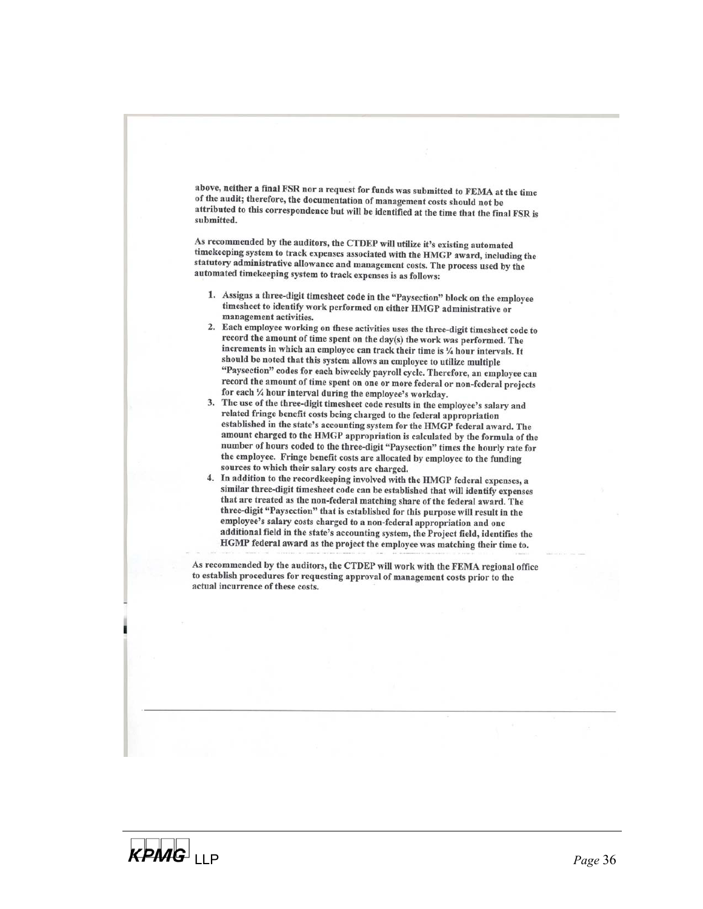above, neither a final FSR nor a request for funds was submitted to FEMA at the time of the audit; therefore, the documentation of management costs should not be attributed to this correspondence but will be identified at the time that the final FSR is submitted.

As recommended by the auditors, the CTDEP will utilize it's existing automated timekeeping system to track expenses associated with the HMGP award, including the statutory administrative allowance and management costs. The process used by the automated timekeeping system to track expenses is as follows:

1. Assigns a three-digit timesheet code in the "Paysection" block on the employee timesheet to identify work performed on either HMGP administrative or management activities.
2. Each employee working on these activities uses the three-digit timesheet code to record the amount of time spent on the day(s) the work was performed. The increments in which an employee can track their time is ¼ hour intervals. It should be noted that this system allows an employee to utilize multiple "Paysection" codes for each biweekly payroll cycle. Therefore, an employee can record the amount of time spent on one or more federal or non-federal projects for each ¼ hour interval during the employee's workday.
3. The use of the three-digit timesheet code results in the employee's salary and related fringe benefit costs being charged to the federal appropriation established in the state's accounting system for the HMGP federal award. The amount charged to the HMGP appropriation is calculated by the formula of the number of hours coded to the three-digit "Paysection" times the hourly rate for the employee. Fringe benefit costs are allocated by employee to the funding sources to which their salary costs are charged.
4. In addition to the recordkeeping involved with the HMGP federal expenses, a similar three-digit timesheet code can be established that will identify expenses that are treated as the non-federal matching share of the federal award. The three-digit "Paysection" that is established for this purpose will result in the employee's salary costs charged to a non-federal appropriation and one additional field in the state's accounting system, the Project field, identifies the HGMP federal award as the project the employee was matching their time to.

As recommended by the auditors, the CTDEP will work with the FEMA regional office to establish procedures for requesting approval of management costs prior to the actual incurrence of these costs.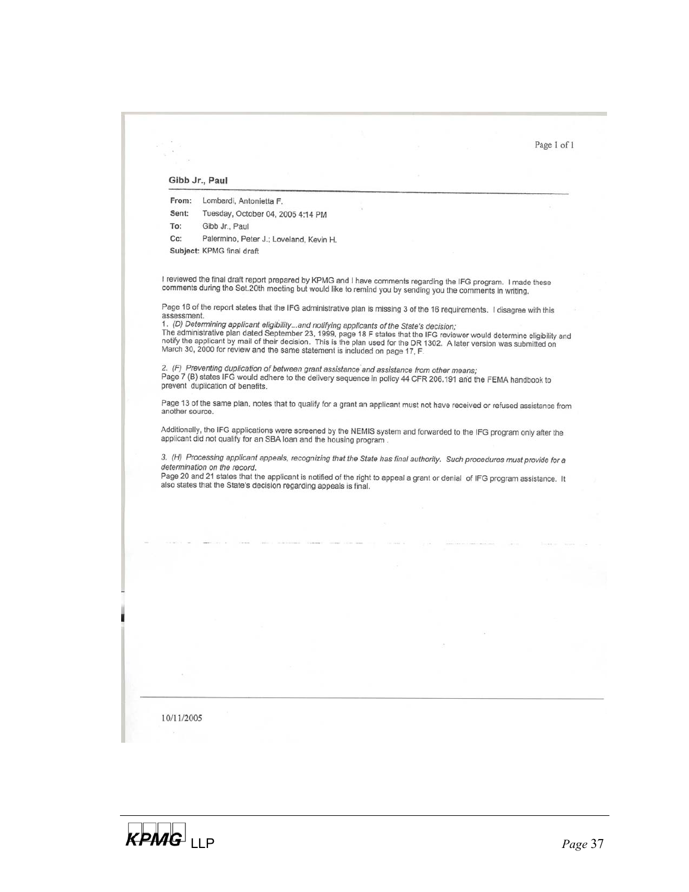**Gibb Jr., Paul**

**From:** Lombardi, Antonietta F.

**Sent:** Tuesday, October 04, 2005 4:14 PM

**To:** Gibb Jr., Paul

**Cc:** Palermino, Peter J.; Loveland, Kevin H.

**Subject:** KPMG final draft

I reviewed the final draft report prepared by KPMG and I have comments regarding the IFG program. I made these comments during the Set.20th meeting but would like to remind you by sending you the comments in writing.

Page 16 of the report states that the IFG administrative plan is missing 3 of the 16 requirements. I disagree with this assessment.

1. *(D) Determining applicant eligibility...and notifying applicants of the State's decision;*
The administrative plan dated September 23, 1999, page 18 F states that the IFG reviewer would determine eligibility and notify the applicant by mail of their decision. This is the plan used for the DR 1302. A later version was submitted on March 30, 2000 for review and the same statement is included on page 17, F.

2. *(F) Preventing duplication of between grant assistance and assistance from other means;*
Page 7 (B) states IFG would adhere to the delivery sequence in policy 44 CFR 206.191 and the FEMA handbook to prevent duplication of benefits.

Page 13 of the same plan, notes that to qualify for a grant an applicant must not have received or refused assistance from another source.

Additionally, the IFG applications were screened by the NEMIS system and forwarded to the IFG program only after the applicant did not qualify for an SBA loan and the housing program .

3. *(H) Processing applicant appeals, recognizing that the State has final authority. Such procedures must provide for a determination on the record.*
Page 20 and 21 states that the applicant is notified of the right to appeal a grant or denial of IFG program assistance. It also states that the State's decision regarding appeals is final.

10/11/2005